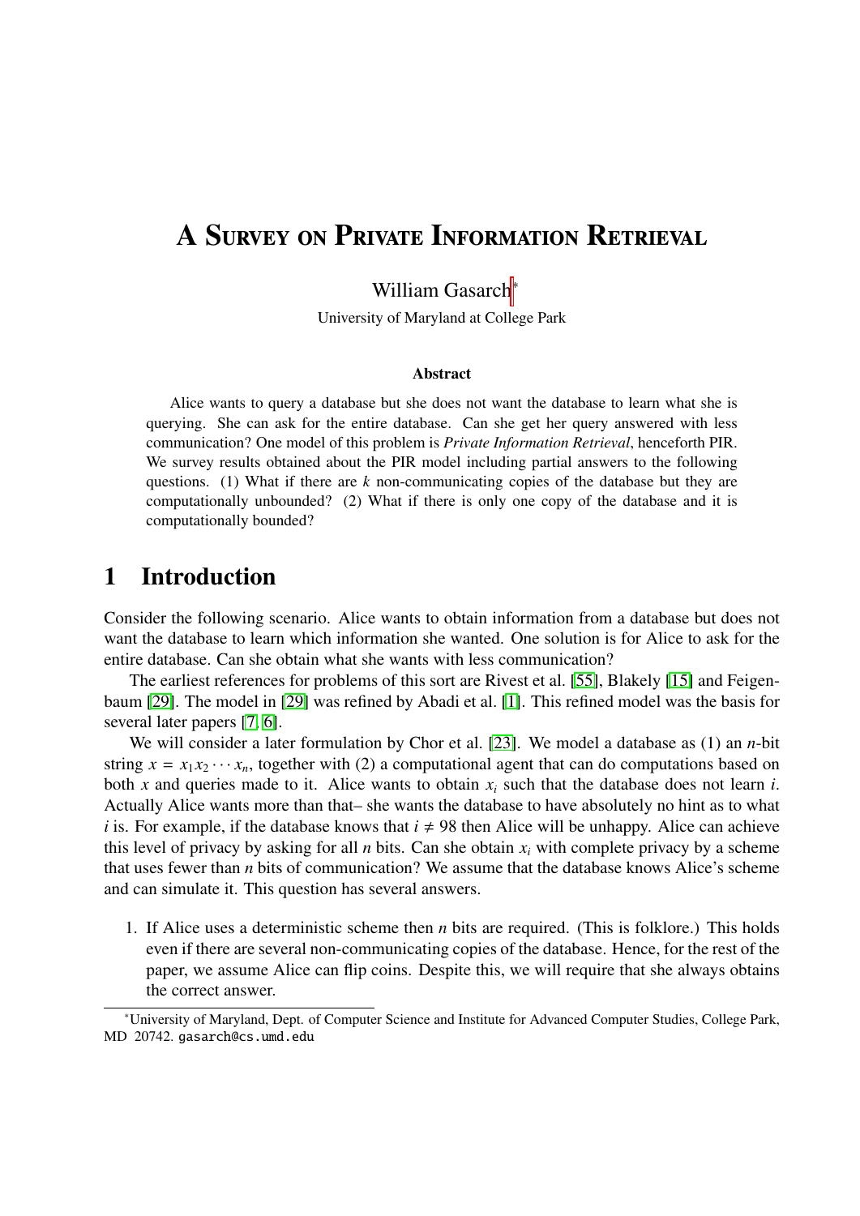# A Survey on Private Information Retrieval

William Gasarch[*]

University of Maryland at College Park

### Abstract

Alice wants to query a database but she does not want the database to learn what she is querying. She can ask for the entire database. Can she get her query answered with less communication? One model of this problem is *Private Information Retrieval*, henceforth PIR. We survey results obtained about the PIR model including partial answers to the following questions. (1) What if there are $k$ non-communicating copies of the database but they are computationally unbounded? (2) What if there is only one copy of the database and it is computationally bounded?

## 1 Introduction

Consider the following scenario. Alice wants to obtain information from a database but does not want the database to learn which information she wanted. One solution is for Alice to ask for the entire database. Can she obtain what she wants with less communication?

The earliest references for problems of this sort are Rivest et al. [55], Blakely [15] and Feigenbaum [29]. The model in [29] was refined by Abadi et al. [1]. This refined model was the basis for several later papers [7, 6].

We will consider a later formulation by Chor et al. [23]. We model a database as (1) an $n$-bit string $x = x_1 x_2 \cdots x_n$, together with (2) a computational agent that can do computations based on both $x$ and queries made to it. Alice wants to obtain $x_i$ such that the database does not learn $i$. Actually Alice wants more than that– she wants the database to have absolutely no hint as to what $i$ is. For example, if the database knows that $i \neq 98$ then Alice will be unhappy. Alice can achieve this level of privacy by asking for all $n$ bits. Can she obtain $x_i$ with complete privacy by a scheme that uses fewer than $n$ bits of communication? We assume that the database knows Alice's scheme and can simulate it. This question has several answers.

1. If Alice uses a deterministic scheme then $n$ bits are required. (This is folklore.) This holds even if there are several non-communicating copies of the database. Hence, for the rest of the paper, we assume Alice can flip coins. Despite this, we will require that she always obtains the correct answer.

---

[*]University of Maryland, Dept. of Computer Science and Institute for Advanced Computer Studies, College Park, MD 20742. gasarch@cs.umd.edu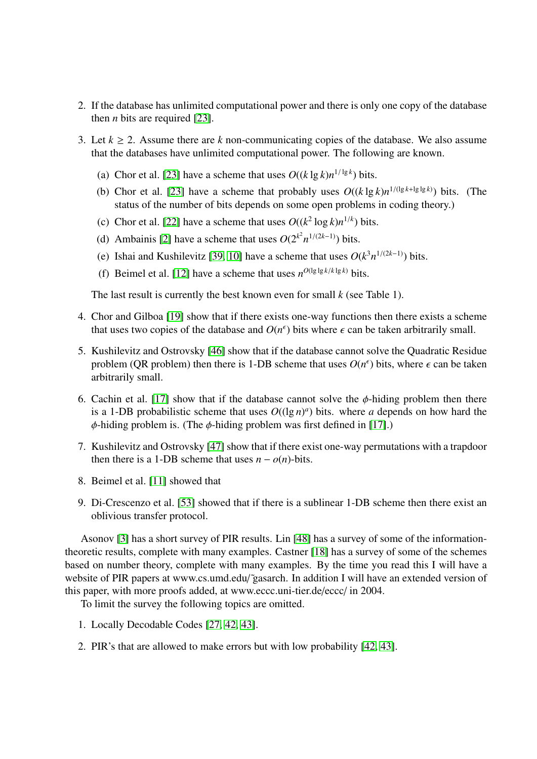2. If the database has unlimited computational power and there is only one copy of the database then $n$ bits are required [23].

3. Let $k \geq 2$. Assume there are $k$ non-communicating copies of the database. We also assume that the databases have unlimited computational power. The following are known.

   (a) Chor et al. [23] have a scheme that uses $O((k \lg k)n^{1/\lg k})$ bits.

   (b) Chor et al. [23] have a scheme that probably uses $O((k \lg k)n^{1/(\lg k + \lg \lg k)})$ bits. (The status of the number of bits depends on some open problems in coding theory.)

   (c) Chor et al. [22] have a scheme that uses $O((k^2 \log k)n^{1/k})$ bits.

   (d) Ambainis [2] have a scheme that uses $O(2^{k^2} n^{1/(2k-1)})$ bits.

   (e) Ishai and Kushilevitz [39, 10] have a scheme that uses $O(k^3 n^{1/(2k-1)})$ bits.

   (f) Beimel et al. [12] have a scheme that uses $n^{O(\lg \lg k / k \lg k)}$ bits.

   The last result is currently the best known even for small $k$ (see Table 1).

4. Chor and Gilboa [19] show that if there exists one-way functions then there exists a scheme that uses two copies of the database and $O(n^{\epsilon})$ bits where $\epsilon$ can be taken arbitrarily small.

5. Kushilevitz and Ostrovsky [46] show that if the database cannot solve the Quadratic Residue problem (QR problem) then there is 1-DB scheme that uses $O(n^{\epsilon})$ bits, where $\epsilon$ can be taken arbitrarily small.

6. Cachin et al. [17] show that if the database cannot solve the $\phi$-hiding problem then there is a 1-DB probabilistic scheme that uses $O((\lg n)^a)$ bits. where $a$ depends on how hard the $\phi$-hiding problem is. (The $\phi$-hiding problem was first defined in [17].)

7. Kushilevitz and Ostrovsky [47] show that if there exist one-way permutations with a trapdoor then there is a 1-DB scheme that uses $n - o(n)$-bits.

8. Beimel et al. [11] showed that

9. Di-Crescenzo et al. [53] showed that if there is a sublinear 1-DB scheme then there exist an oblivious transfer protocol.

Asonov [3] has a short survey of PIR results. Lin [48] has a survey of some of the information-theoretic results, complete with many examples. Castner [18] has a survey of some of the schemes based on number theory, complete with many examples. By the time you read this I will have a website of PIR papers at www.cs.umd.edu/~gasarch. In addition I will have an extended version of this paper, with more proofs added, at www.eccc.uni-tier.de/eccc/ in 2004.

To limit the survey the following topics are omitted.

1. Locally Decodable Codes [27, 42, 43].

2. PIR's that are allowed to make errors but with low probability [42, 43].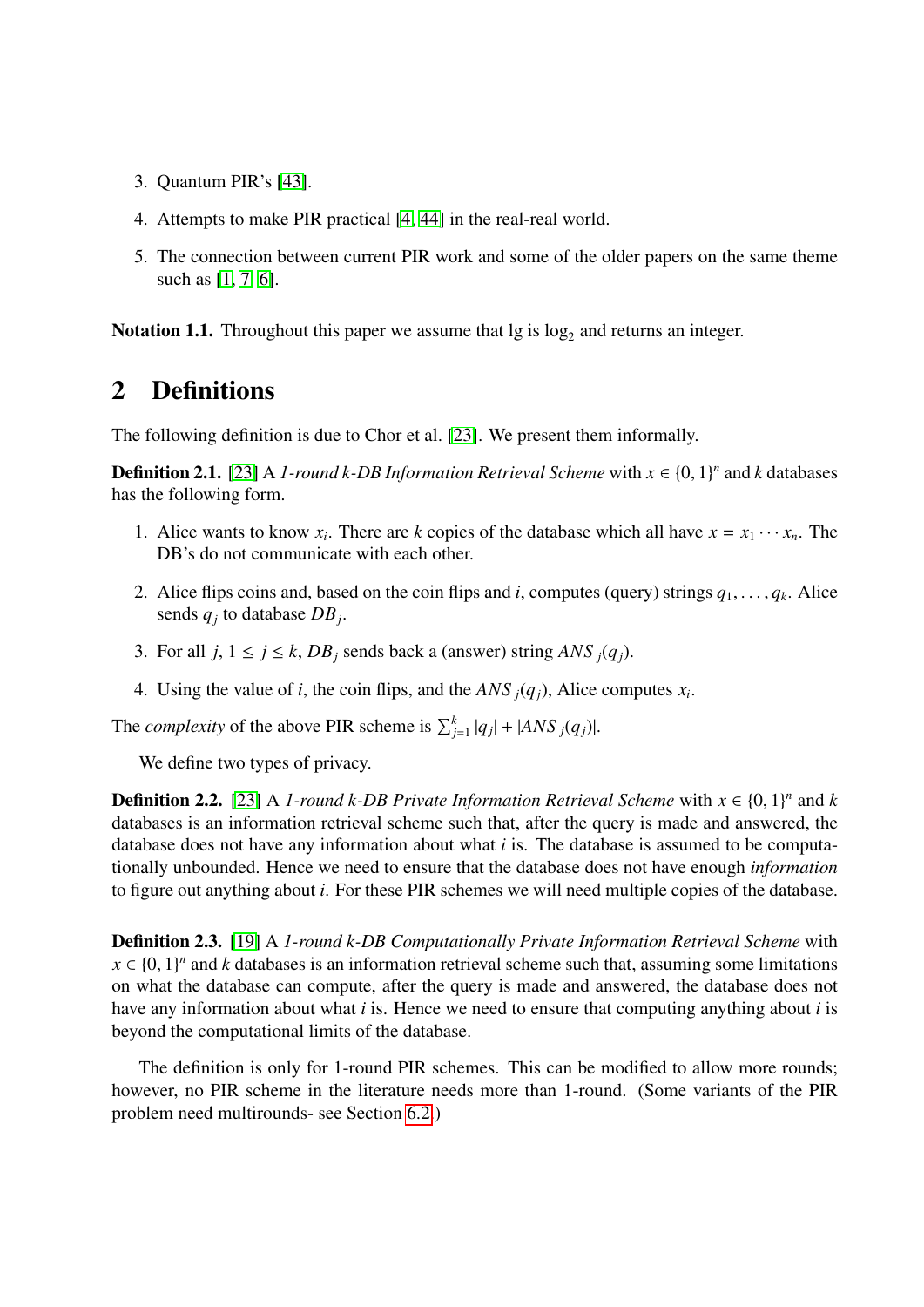3. Quantum PIR's [43].

4. Attempts to make PIR practical [4, 44] in the real-real world.

5. The connection between current PIR work and some of the older papers on the same theme such as [1, 7, 6].

**Notation 1.1.** Throughout this paper we assume that lg is $\log_2$ and returns an integer.

## 2 Definitions

The following definition is due to Chor et al. [23]. We present them informally.

**Definition 2.1.** [23] A *1-round k-DB Information Retrieval Scheme* with $x \in \{0,1\}^n$ and $k$ databases has the following form.

1. Alice wants to know $x_i$. There are $k$ copies of the database which all have $x = x_1 \cdots x_n$. The DB's do not communicate with each other.

2. Alice flips coins and, based on the coin flips and $i$, computes (query) strings $q_1, \ldots, q_k$. Alice sends $q_j$ to database $DB_j$.

3. For all $j$, $1 \le j \le k$, $DB_j$ sends back a (answer) string $ANS_j(q_j)$.

4. Using the value of $i$, the coin flips, and the $ANS_j(q_j)$, Alice computes $x_i$.

The *complexity* of the above PIR scheme is $\sum_{j=1}^{k} |q_j| + |ANS_j(q_j)|$.

We define two types of privacy.

**Definition 2.2.** [23] A *1-round k-DB Private Information Retrieval Scheme* with $x \in \{0,1\}^n$ and $k$ databases is an information retrieval scheme such that, after the query is made and answered, the database does not have any information about what $i$ is. The database is assumed to be computationally unbounded. Hence we need to ensure that the database does not have enough *information* to figure out anything about $i$. For these PIR schemes we will need multiple copies of the database.

**Definition 2.3.** [19] A *1-round k-DB Computationally Private Information Retrieval Scheme* with $x \in \{0,1\}^n$ and $k$ databases is an information retrieval scheme such that, assuming some limitations on what the database can compute, after the query is made and answered, the database does not have any information about what $i$ is. Hence we need to ensure that computing anything about $i$ is beyond the computational limits of the database.

The definition is only for 1-round PIR schemes. This can be modified to allow more rounds; however, no PIR scheme in the literature needs more than 1-round. (Some variants of the PIR problem need multirounds- see Section 6.2.)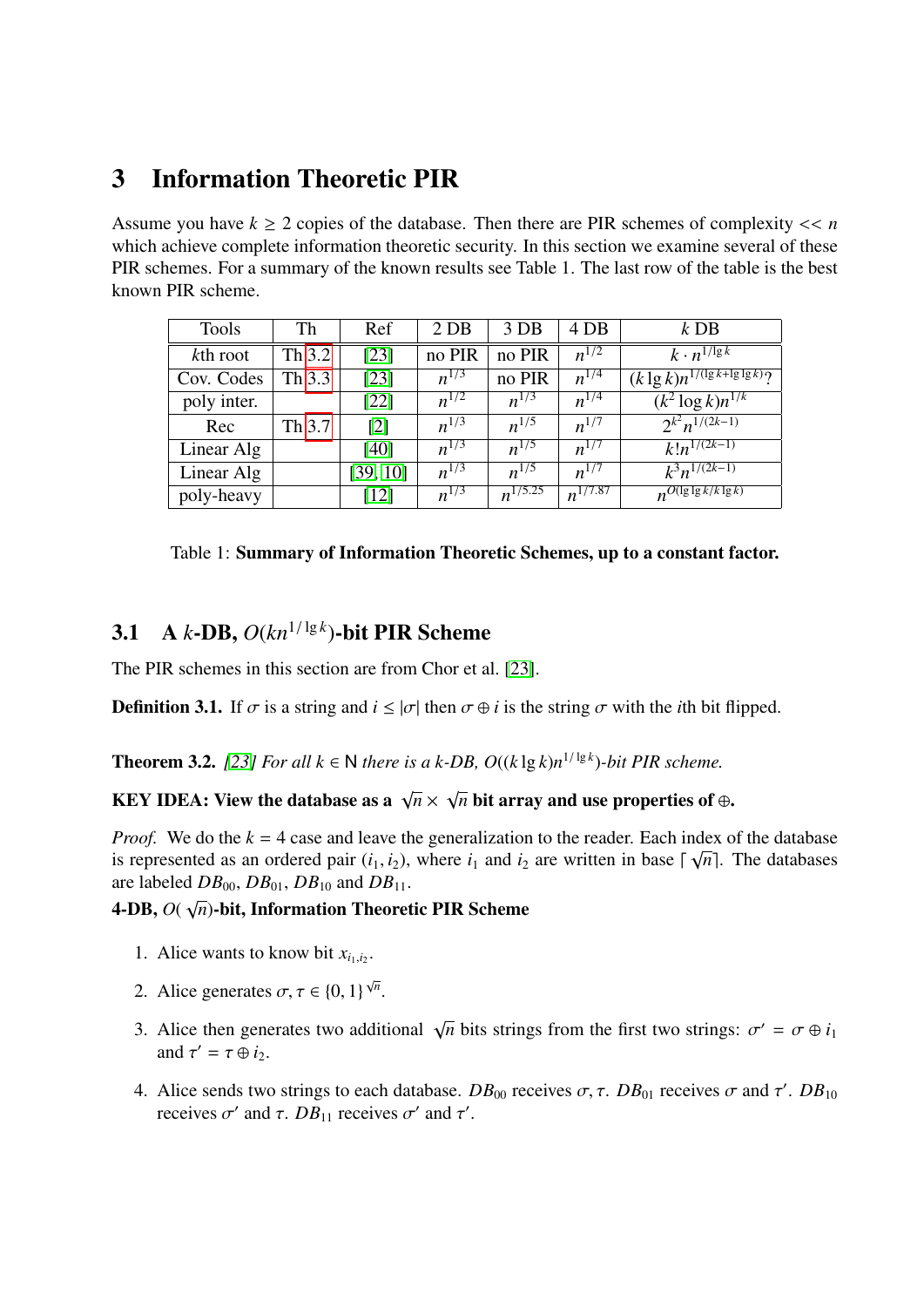# 3 Information Theoretic PIR

Assume you have $k \geq 2$ copies of the database. Then there are PIR schemes of complexity $<< n$ which achieve complete information theoretic security. In this section we examine several of these PIR schemes. For a summary of the known results see Table 1. The last row of the table is the best known PIR scheme.

| Tools | Th | Ref | 2 DB | 3 DB | 4 DB | $k$ DB |
|---|---|---|---|---|---|---|
| $k$th root | Th 3.2 | [23] | no PIR | no PIR | $n^{1/2}$ | $k \cdot n^{1/\lg k}$ |
| Cov. Codes | Th 3.3 | [23] | $n^{1/3}$ | no PIR | $n^{1/4}$ | $(k \lg k) n^{1/(\lg k + \lg\lg k)}$? |
| poly inter. | | [22] | $n^{1/2}$ | $n^{1/3}$ | $n^{1/4}$ | $(k^2 \log k) n^{1/k}$ |
| Rec | Th 3.7 | [2] | $n^{1/3}$ | $n^{1/5}$ | $n^{1/7}$ | $2^{k^2} n^{1/(2k-1)}$ |
| Linear Alg | | [40] | $n^{1/3}$ | $n^{1/5}$ | $n^{1/7}$ | $k! n^{1/(2k-1)}$ |
| Linear Alg | | [39, 10] | $n^{1/3}$ | $n^{1/5}$ | $n^{1/7}$ | $k^3 n^{1/(2k-1)}$ |
| poly-heavy | | [12] | $n^{1/3}$ | $n^{1/5.25}$ | $n^{1/7.87}$ | $n^{O(\lg\lg k / k \lg k)}$ |

Table 1: **Summary of Information Theoretic Schemes, up to a constant factor.**

## 3.1 A $k$-DB, $O(kn^{1/\lg k})$-bit PIR Scheme

The PIR schemes in this section are from Chor et al. [23].

**Definition 3.1.** If $\sigma$ is a string and $i \leq |\sigma|$ then $\sigma \oplus i$ is the string $\sigma$ with the $i$th bit flipped.

**Theorem 3.2.** *[23] For all $k \in \mathsf{N}$ there is a $k$-DB, $O((k \lg k) n^{1/\lg k})$-bit PIR scheme.*

**KEY IDEA: View the database as a $\sqrt{n} \times \sqrt{n}$ bit array and use properties of $\oplus$.**

*Proof.* We do the $k = 4$ case and leave the generalization to the reader. Each index of the database is represented as an ordered pair $(i_1, i_2)$, where $i_1$ and $i_2$ are written in base $\lceil \sqrt{n} \rceil$. The databases are labeled $DB_{00}$, $DB_{01}$, $DB_{10}$ and $DB_{11}$.

**4-DB, $O(\sqrt{n})$-bit, Information Theoretic PIR Scheme**

1. Alice wants to know bit $x_{i_1,i_2}$.
2. Alice generates $\sigma, \tau \in \{0,1\}^{\sqrt{n}}$.
3. Alice then generates two additional $\sqrt{n}$ bits strings from the first two strings: $\sigma' = \sigma \oplus i_1$ and $\tau' = \tau \oplus i_2$.
4. Alice sends two strings to each database. $DB_{00}$ receives $\sigma, \tau$. $DB_{01}$ receives $\sigma$ and $\tau'$. $DB_{10}$ receives $\sigma'$ and $\tau$. $DB_{11}$ receives $\sigma'$ and $\tau'$.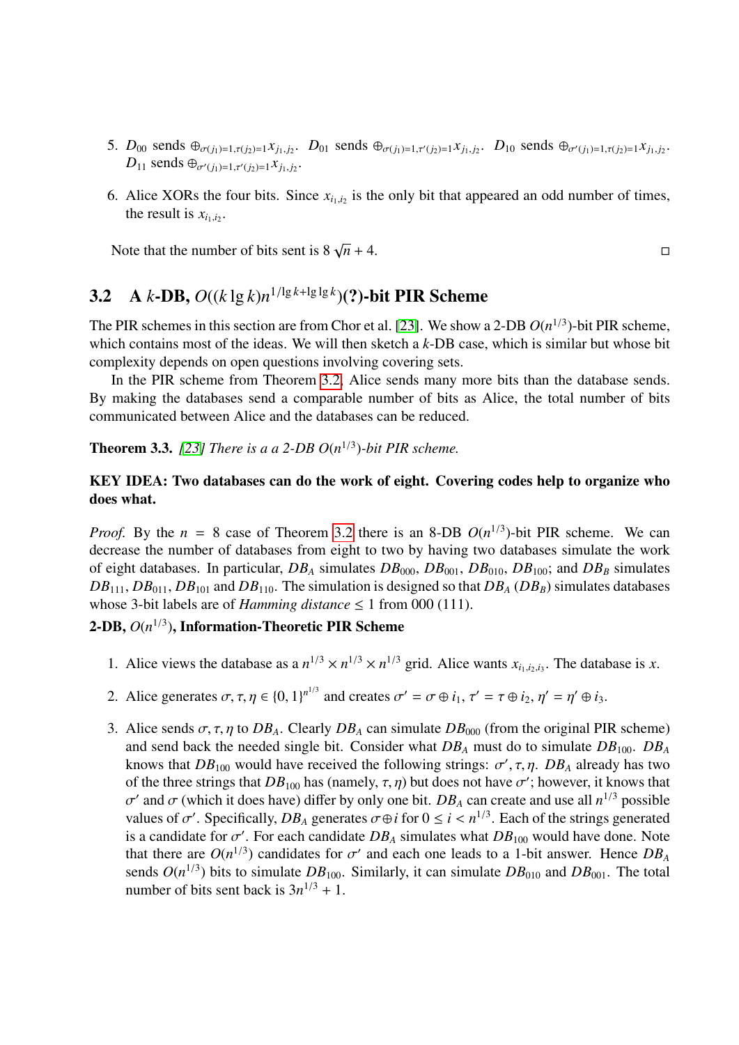5. $D_{00}$ sends $\oplus_{\sigma(j_1)=1,\tau(j_2)=1} x_{j_1,j_2}$. $D_{01}$ sends $\oplus_{\sigma(j_1)=1,\tau'(j_2)=1} x_{j_1,j_2}$. $D_{10}$ sends $\oplus_{\sigma'(j_1)=1,\tau(j_2)=1} x_{j_1,j_2}$. $D_{11}$ sends $\oplus_{\sigma'(j_1)=1,\tau'(j_2)=1} x_{j_1,j_2}$.

6. Alice XORs the four bits. Since $x_{i_1,i_2}$ is the only bit that appeared an odd number of times, the result is $x_{i_1,i_2}$.

Note that the number of bits sent is $8\sqrt{n} + 4$. □

## 3.2 A $k$-DB, $O((k \lg k)n^{1/\lg k + \lg \lg k})$(?)-bit PIR Scheme

The PIR schemes in this section are from Chor et al. [23]. We show a 2-DB $O(n^{1/3})$-bit PIR scheme, which contains most of the ideas. We will then sketch a $k$-DB case, which is similar but whose bit complexity depends on open questions involving covering sets.

In the PIR scheme from Theorem 3.2, Alice sends many more bits than the database sends. By making the databases send a comparable number of bits as Alice, the total number of bits communicated between Alice and the databases can be reduced.

**Theorem 3.3.** *[23] There is a a 2-DB $O(n^{1/3})$-bit PIR scheme.*

**KEY IDEA: Two databases can do the work of eight. Covering codes help to organize who does what.**

*Proof.* By the $n = 8$ case of Theorem 3.2 there is an 8-DB $O(n^{1/3})$-bit PIR scheme. We can decrease the number of databases from eight to two by having two databases simulate the work of eight databases. In particular, $DB_A$ simulates $DB_{000}$, $DB_{001}$, $DB_{010}$, $DB_{100}$; and $DB_B$ simulates $DB_{111}$, $DB_{011}$, $DB_{101}$ and $DB_{110}$. The simulation is designed so that $DB_A$ ($DB_B$) simulates databases whose 3-bit labels are of *Hamming distance* $\leq 1$ from 000 (111).

**2-DB, $O(n^{1/3})$, Information-Theoretic PIR Scheme**

1. Alice views the database as a $n^{1/3} \times n^{1/3} \times n^{1/3}$ grid. Alice wants $x_{i_1,i_2,i_3}$. The database is $x$.

2. Alice generates $\sigma, \tau, \eta \in \{0,1\}^{n^{1/3}}$ and creates $\sigma' = \sigma \oplus i_1$, $\tau' = \tau \oplus i_2$, $\eta' = \eta' \oplus i_3$.

3. Alice sends $\sigma, \tau, \eta$ to $DB_A$. Clearly $DB_A$ can simulate $DB_{000}$ (from the original PIR scheme) and send back the needed single bit. Consider what $DB_A$ must do to simulate $DB_{100}$. $DB_A$ knows that $DB_{100}$ would have received the following strings: $\sigma', \tau, \eta$. $DB_A$ already has two of the three strings that $DB_{100}$ has (namely, $\tau, \eta$) but does not have $\sigma'$; however, it knows that $\sigma'$ and $\sigma$ (which it does have) differ by only one bit. $DB_A$ can create and use all $n^{1/3}$ possible values of $\sigma'$. Specifically, $DB_A$ generates $\sigma \oplus i$ for $0 \leq i < n^{1/3}$. Each of the strings generated is a candidate for $\sigma'$. For each candidate $DB_A$ simulates what $DB_{100}$ would have done. Note that there are $O(n^{1/3})$ candidates for $\sigma'$ and each one leads to a 1-bit answer. Hence $DB_A$ sends $O(n^{1/3})$ bits to simulate $DB_{100}$. Similarly, it can simulate $DB_{010}$ and $DB_{001}$. The total number of bits sent back is $3n^{1/3} + 1$.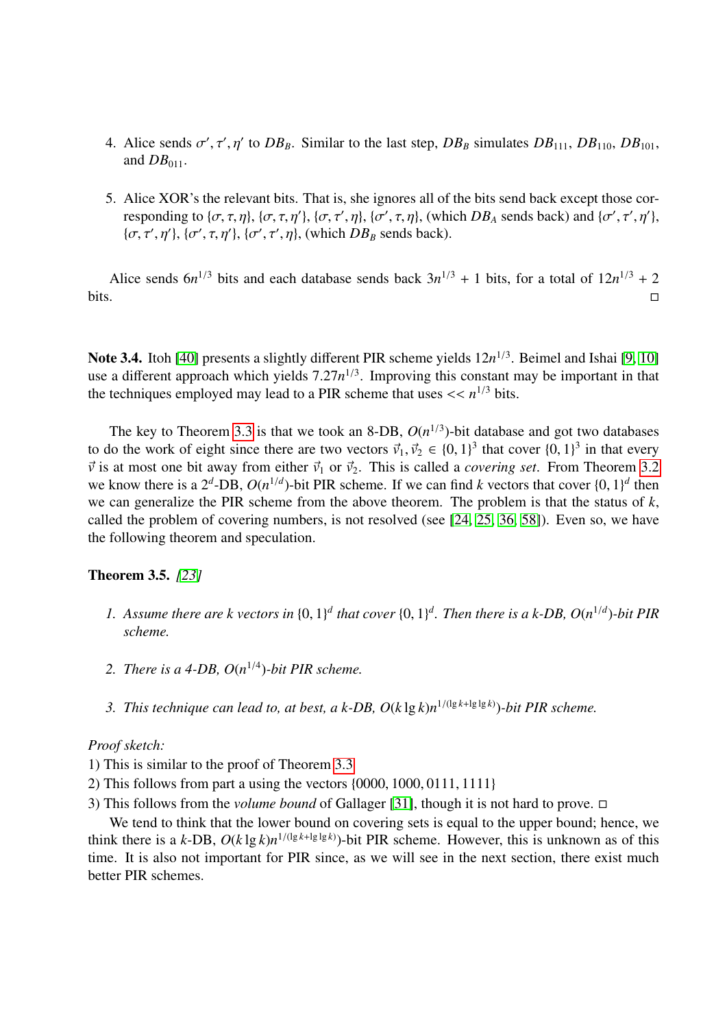4. Alice sends $\sigma', \tau', \eta'$ to $DB_B$. Similar to the last step, $DB_B$ simulates $DB_{111}$, $DB_{110}$, $DB_{101}$, and $DB_{011}$.

5. Alice XOR's the relevant bits. That is, she ignores all of the bits send back except those corresponding to $\{\sigma, \tau, \eta\}$, $\{\sigma, \tau, \eta'\}$, $\{\sigma, \tau', \eta\}$, $\{\sigma', \tau, \eta\}$, (which $DB_A$ sends back) and $\{\sigma', \tau', \eta'\}$, $\{\sigma, \tau', \eta'\}$, $\{\sigma', \tau, \eta'\}$, $\{\sigma', \tau', \eta\}$, (which $DB_B$ sends back).

Alice sends $6n^{1/3}$ bits and each database sends back $3n^{1/3} + 1$ bits, for a total of $12n^{1/3} + 2$ bits. □

**Note 3.4.** Itoh [40] presents a slightly different PIR scheme yields $12n^{1/3}$. Beimel and Ishai [9, 10] use a different approach which yields $7.27n^{1/3}$. Improving this constant may be important in that the techniques employed may lead to a PIR scheme that uses $<< n^{1/3}$ bits.

The key to Theorem 3.3 is that we took an 8-DB, $O(n^{1/3})$-bit database and got two databases to do the work of eight since there are two vectors $\vec{v}_1, \vec{v}_2 \in \{0,1\}^3$ that cover $\{0,1\}^3$ in that every $\vec{v}$ is at most one bit away from either $\vec{v}_1$ or $\vec{v}_2$. This is called a *covering set*. From Theorem 3.2 we know there is a $2^d$-DB, $O(n^{1/d})$-bit PIR scheme. If we can find $k$ vectors that cover $\{0,1\}^d$ then we can generalize the PIR scheme from the above theorem. The problem is that the status of $k$, called the problem of covering numbers, is not resolved (see [24, 25, 36, 58]). Even so, we have the following theorem and speculation.

**Theorem 3.5.** *[23]*

1. *Assume there are k vectors in $\{0,1\}^d$ that cover $\{0,1\}^d$. Then there is a k-DB, $O(n^{1/d})$-bit PIR scheme.*

2. *There is a 4-DB, $O(n^{1/4})$-bit PIR scheme.*

3. *This technique can lead to, at best, a k-DB, $O(k \lg k)n^{1/(\lg k + \lg \lg k)}$)-bit PIR scheme.*

*Proof sketch:*
1) This is similar to the proof of Theorem 3.3
2) This follows from part a using the vectors $\{0000, 1000, 0111, 1111\}$
3) This follows from the *volume bound* of Gallager [31], though it is not hard to prove. □

We tend to think that the lower bound on covering sets is equal to the upper bound; hence, we think there is a $k$-DB, $O(k \lg k)n^{1/(\lg k + \lg \lg k)}$)-bit PIR scheme. However, this is unknown as of this time. It is also not important for PIR since, as we will see in the next section, there exist much better PIR schemes.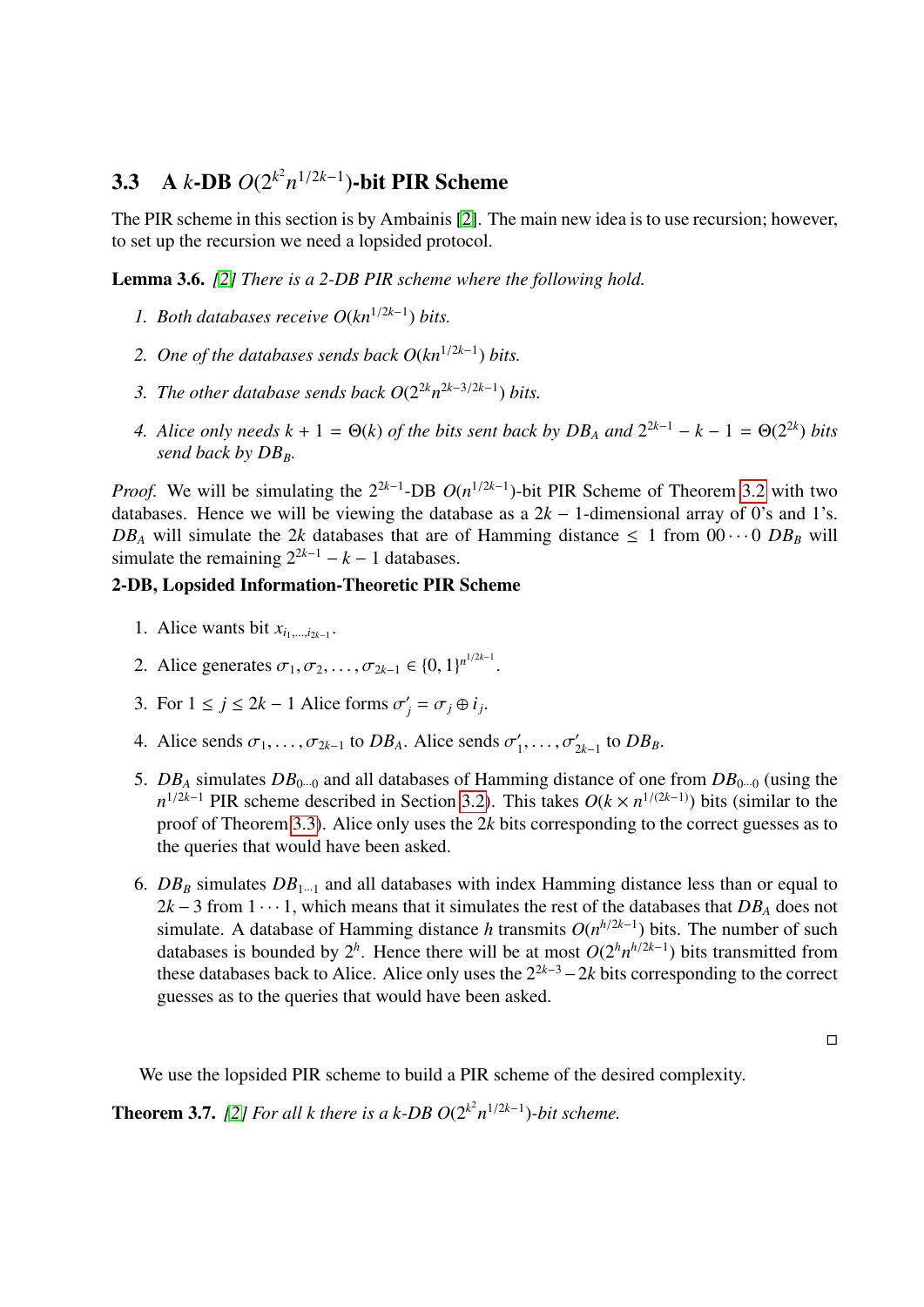## 3.3 A $k$-DB $O(2^{k^2} n^{1/2k-1})$-bit PIR Scheme

The PIR scheme in this section is by Ambainis [2]. The main new idea is to use recursion; however, to set up the recursion we need a lopsided protocol.

**Lemma 3.6.** *[2] There is a 2-DB PIR scheme where the following hold.*

1. *Both databases receive $O(kn^{1/2k-1})$ bits.*
2. *One of the databases sends back $O(kn^{1/2k-1})$ bits.*
3. *The other database sends back $O(2^{2k} n^{2k-3/2k-1})$ bits.*
4. *Alice only needs $k+1 = \Theta(k)$ of the bits sent back by $DB_A$ and $2^{2k-1} - k - 1 = \Theta(2^{2k})$ bits send back by $DB_B$.*

*Proof.* We will be simulating the $2^{2k-1}$-DB $O(n^{1/2k-1})$-bit PIR Scheme of Theorem 3.2 with two databases. Hence we will be viewing the database as a $2k-1$-dimensional array of 0's and 1's. $DB_A$ will simulate the $2k$ databases that are of Hamming distance $\leq 1$ from $00\cdots0$ $DB_B$ will simulate the remaining $2^{2k-1} - k - 1$ databases.

**2-DB, Lopsided Information-Theoretic PIR Scheme**

1. Alice wants bit $x_{i_1,\ldots,i_{2k-1}}$.
2. Alice generates $\sigma_1, \sigma_2, \ldots, \sigma_{2k-1} \in \{0,1\}^{n^{1/2k-1}}$.
3. For $1 \leq j \leq 2k-1$ Alice forms $\sigma'_j = \sigma_j \oplus i_j$.
4. Alice sends $\sigma_1, \ldots, \sigma_{2k-1}$ to $DB_A$. Alice sends $\sigma'_1, \ldots, \sigma'_{2k-1}$ to $DB_B$.
5. $DB_A$ simulates $DB_{0\cdots0}$ and all databases of Hamming distance of one from $DB_{0\cdots0}$ (using the $n^{1/2k-1}$ PIR scheme described in Section 3.2). This takes $O(k \times n^{1/(2k-1)})$ bits (similar to the proof of Theorem 3.3). Alice only uses the $2k$ bits corresponding to the correct guesses as to the queries that would have been asked.
6. $DB_B$ simulates $DB_{1\cdots1}$ and all databases with index Hamming distance less than or equal to $2k-3$ from $1\cdots1$, which means that it simulates the rest of the databases that $DB_A$ does not simulate. A database of Hamming distance $h$ transmits $O(n^{h/2k-1})$ bits. The number of such databases is bounded by $2^h$. Hence there will be at most $O(2^h n^{h/2k-1})$ bits transmitted from these databases back to Alice. Alice only uses the $2^{2k-3} - 2k$ bits corresponding to the correct guesses as to the queries that would have been asked.

□

We use the lopsided PIR scheme to build a PIR scheme of the desired complexity.

**Theorem 3.7.** *[2] For all $k$ there is a $k$-DB $O(2^{k^2} n^{1/2k-1})$-bit scheme.*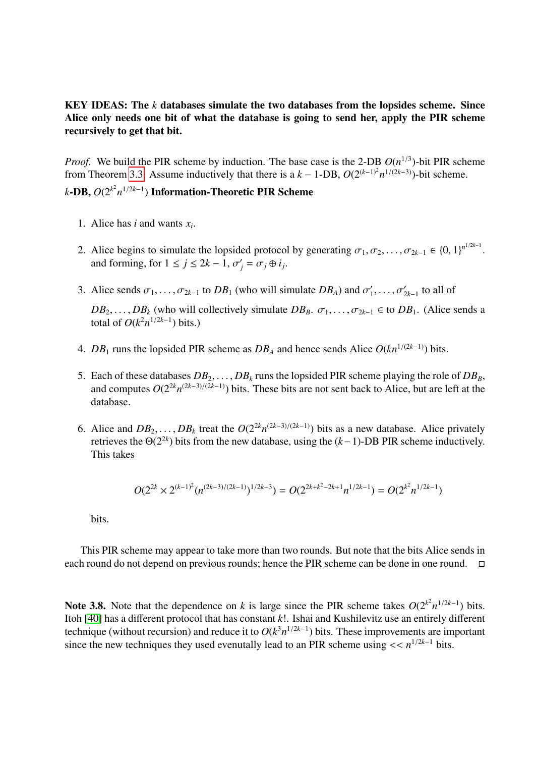**KEY IDEAS: The $k$ databases simulate the two databases from the lopsides scheme. Since Alice only needs one bit of what the database is going to send her, apply the PIR scheme recursively to get that bit.**

*Proof.* We build the PIR scheme by induction. The base case is the 2-DB $O(n^{1/3})$-bit PIR scheme from Theorem 3.3. Assume inductively that there is a $k-1$-DB, $O(2^{(k-1)^2}n^{1/(2k-3)})$-bit scheme.

**$k$-DB, $O(2^{k^2}n^{1/2k-1})$ Information-Theoretic PIR Scheme**

1. Alice has $i$ and wants $x_i$.

2. Alice begins to simulate the lopsided protocol by generating $\sigma_1, \sigma_2, \ldots, \sigma_{2k-1} \in \{0,1\}^{n^{1/2k-1}}$. and forming, for $1 \le j \le 2k-1$, $\sigma'_j = \sigma_j \oplus i_j$.

3. Alice sends $\sigma_1, \ldots, \sigma_{2k-1}$ to $DB_1$ (who will simulate $DB_A$) and $\sigma'_1, \ldots, \sigma'_{2k-1}$ to all of $DB_2, \ldots, DB_k$ (who will collectively simulate $DB_B$. $\sigma_1, \ldots, \sigma_{2k-1} \in$ to $DB_1$. (Alice sends a total of $O(k^2n^{1/2k-1})$ bits.)

4. $DB_1$ runs the lopsided PIR scheme as $DB_A$ and hence sends Alice $O(kn^{1/(2k-1)})$ bits.

5. Each of these databases $DB_2, \ldots, DB_k$ runs the lopsided PIR scheme playing the role of $DB_B$, and computes $O(2^{2k}n^{(2k-3)/(2k-1)})$ bits. These bits are not sent back to Alice, but are left at the database.

6. Alice and $DB_2, \ldots, DB_k$ treat the $O(2^{2k}n^{(2k-3)/(2k-1)})$ bits as a new database. Alice privately retrieves the $\Theta(2^{2k})$ bits from the new database, using the $(k-1)$-DB PIR scheme inductively. This takes

$$O(2^{2k} \times 2^{(k-1)^2}(n^{(2k-3)/(2k-1)})^{1/2k-3}) = O(2^{2k+k^2-2k+1}n^{1/2k-1}) = O(2^{k^2}n^{1/2k-1})$$

bits.

This PIR scheme may appear to take more than two rounds. But note that the bits Alice sends in each round do not depend on previous rounds; hence the PIR scheme can be done in one round. □

**Note 3.8.** Note that the dependence on $k$ is large since the PIR scheme takes $O(2^{k^2}n^{1/2k-1})$ bits. Itoh [40] has a different protocol that has constant $k!$. Ishai and Kushilevitz use an entirely different technique (without recursion) and reduce it to $O(k^3n^{1/2k-1})$ bits. These improvements are important since the new techniques they used evenutally lead to an PIR scheme using $<< n^{1/2k-1}$ bits.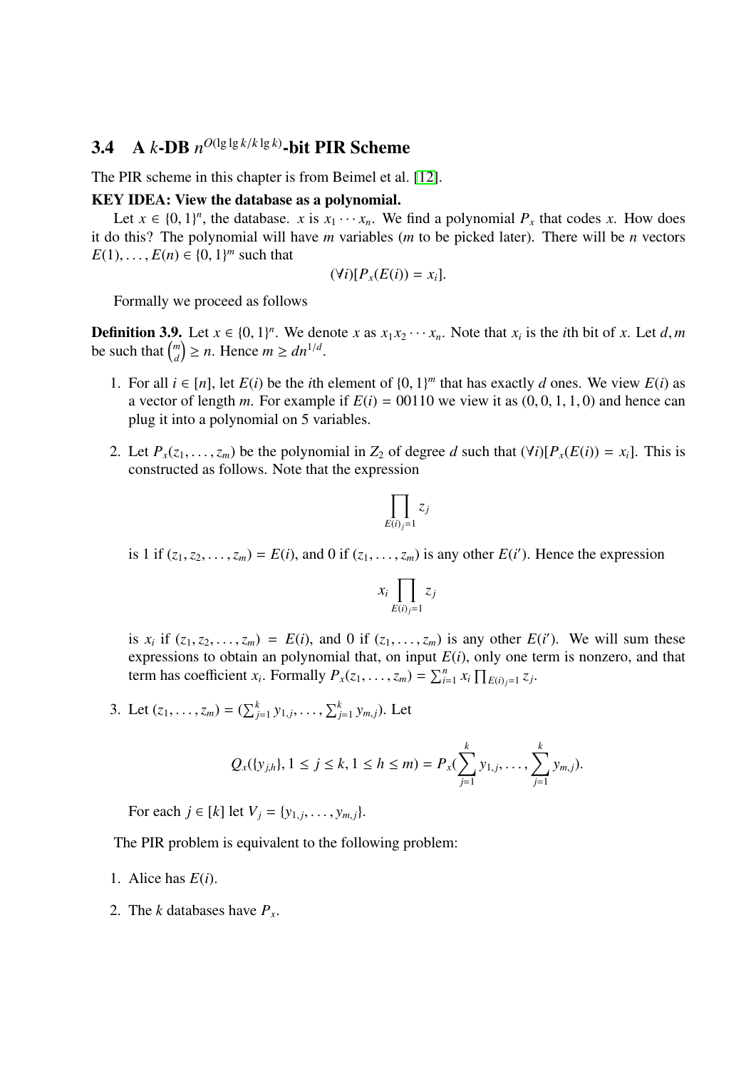## 3.4 A $k$-DB $n^{O(\lg\lg k/k\lg k)}$-bit PIR Scheme

The PIR scheme in this chapter is from Beimel et al. [12].

**KEY IDEA: View the database as a polynomial.**

Let $x \in \{0,1\}^n$, the database. $x$ is $x_1 \cdots x_n$. We find a polynomial $P_x$ that codes $x$. How does it do this? The polynomial will have $m$ variables ($m$ to be picked later). There will be $n$ vectors $E(1),\ldots,E(n) \in \{0,1\}^m$ such that

$$(\forall i)[P_x(E(i)) = x_i].$$

Formally we proceed as follows

**Definition 3.9.** Let $x \in \{0,1\}^n$. We denote $x$ as $x_1x_2\cdots x_n$. Note that $x_i$ is the $i$th bit of $x$. Let $d, m$ be such that $\binom{m}{d} \geq n$. Hence $m \geq dn^{1/d}$.

1. For all $i \in [n]$, let $E(i)$ be the $i$th element of $\{0,1\}^m$ that has exactly $d$ ones. We view $E(i)$ as a vector of length $m$. For example if $E(i) = 00110$ we view it as $(0,0,1,1,0)$ and hence can plug it into a polynomial on 5 variables.

2. Let $P_x(z_1,\ldots,z_m)$ be the polynomial in $Z_2$ of degree $d$ such that $(\forall i)[P_x(E(i)) = x_i]$. This is constructed as follows. Note that the expression

   $$\prod_{E(i)_j=1} z_j$$

   is 1 if $(z_1, z_2, \ldots, z_m) = E(i)$, and 0 if $(z_1,\ldots,z_m)$ is any other $E(i')$. Hence the expression

   $$x_i \prod_{E(i)_j=1} z_j$$

   is $x_i$ if $(z_1, z_2, \ldots, z_m) = E(i)$, and 0 if $(z_1,\ldots,z_m)$ is any other $E(i')$. We will sum these expressions to obtain an polynomial that, on input $E(i)$, only one term is nonzero, and that term has coefficient $x_i$. Formally $P_x(z_1,\ldots,z_m) = \sum_{i=1}^n x_i \prod_{E(i)_j=1} z_j$.

3. Let $(z_1,\ldots,z_m) = (\sum_{j=1}^k y_{1,j},\ldots,\sum_{j=1}^k y_{m,j})$. Let

   $$Q_x(\{y_{j,h}\}, 1 \leq j \leq k, 1 \leq h \leq m) = P_x(\sum_{j=1}^k y_{1,j},\ldots,\sum_{j=1}^k y_{m,j}).$$

   For each $j \in [k]$ let $V_j = \{y_{1,j},\ldots,y_{m,j}\}$.

The PIR problem is equivalent to the following problem:

1. Alice has $E(i)$.

2. The $k$ databases have $P_x$.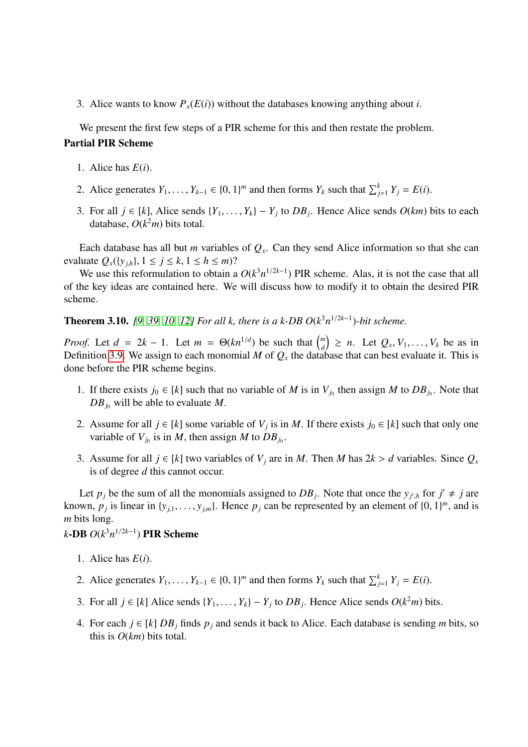3. Alice wants to know $P_x(E(i))$ without the databases knowing anything about $i$.

We present the first few steps of a PIR scheme for this and then restate the problem.

**Partial PIR Scheme**

1. Alice has $E(i)$.
2. Alice generates $Y_1, \ldots, Y_{k-1} \in \{0,1\}^m$ and then forms $Y_k$ such that $\sum_{j=1}^{k} Y_j = E(i)$.
3. For all $j \in [k]$, Alice sends $\{Y_1, \ldots, Y_k\} - Y_j$ to $DB_j$. Hence Alice sends $O(km)$ bits to each database, $O(k^2 m)$ bits total.

Each database has all but $m$ variables of $Q_x$. Can they send Alice information so that she can evaluate $Q_x(\{y_{j,h}\}, 1 \le j \le k, 1 \le h \le m)$?

We use this reformulation to obtain a $O(k^3 n^{1/2k-1})$ PIR scheme. Alas, it is not the case that all of the key ideas are contained here. We will discuss how to modify it to obtain the desired PIR scheme.

**Theorem 3.10.** *[9, 39, 10, 12] For all k, there is a k-DB $O(k^3 n^{1/2k-1})$-bit scheme.*

*Proof.* Let $d = 2k - 1$. Let $m = \Theta(kn^{1/d})$ be such that $\binom{m}{d} \ge n$. Let $Q_x, V_1, \ldots, V_k$ be as in Definition 3.9. We assign to each monomial $M$ of $Q_x$ the database that can best evaluate it. This is done before the PIR scheme begins.

1. If there exists $j_0 \in [k]$ such that no variable of $M$ is in $V_{j_0}$ then assign $M$ to $DB_{j_0}$. Note that $DB_{j_0}$ will be able to evaluate $M$.
2. Assume for all $j \in [k]$ some variable of $V_j$ is in $M$. If there exists $j_0 \in [k]$ such that only one variable of $V_{j_0}$ is in $M$, then assign $M$ to $DB_{j_0}$.
3. Assume for all $j \in [k]$ two variables of $V_j$ are in $M$. Then $M$ has $2k > d$ variables. Since $Q_x$ is of degree $d$ this cannot occur.

Let $p_j$ be the sum of all the monomials assigned to $DB_j$. Note that once the $y_{j',h}$ for $j' \ne j$ are known, $p_j$ is linear in $\{y_{j,1}, \ldots, y_{j,m}\}$. Hence $p_j$ can be represented by an element of $\{0,1\}^m$, and is $m$ bits long.

**$k$-DB $O(k^3 n^{1/2k-1})$ PIR Scheme**

1. Alice has $E(i)$.
2. Alice generates $Y_1, \ldots, Y_{k-1} \in \{0,1\}^m$ and then forms $Y_k$ such that $\sum_{j=1}^{k} Y_j = E(i)$.
3. For all $j \in [k]$ Alice sends $\{Y_1, \ldots, Y_k\} - Y_j$ to $DB_j$. Hence Alice sends $O(k^2 m)$ bits.
4. For each $j \in [k]$ $DB_j$ finds $p_j$ and sends it back to Alice. Each database is sending $m$ bits, so this is $O(km)$ bits total.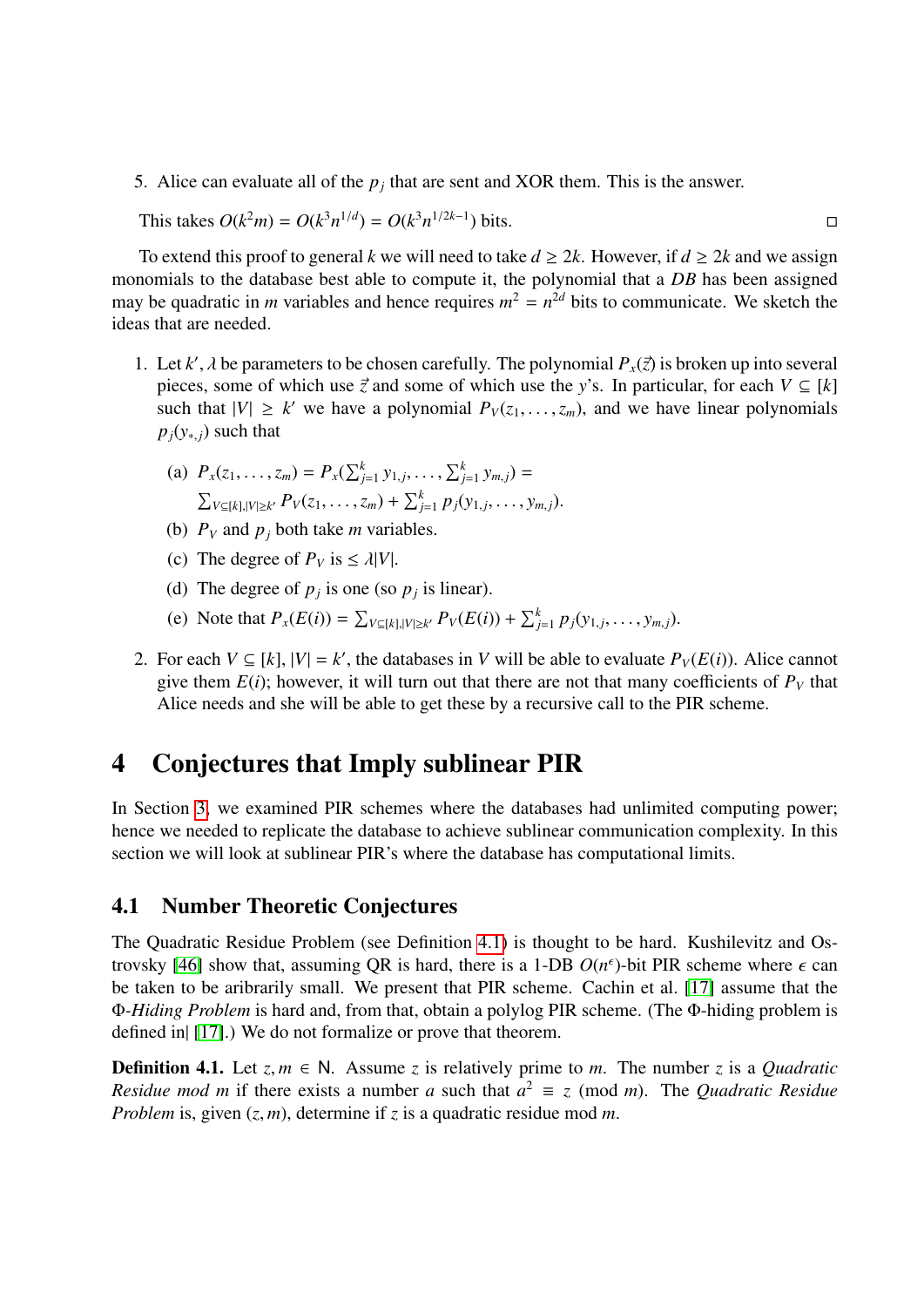5. Alice can evaluate all of the $p_j$ that are sent and XOR them. This is the answer.

This takes $O(k^2 m) = O(k^3 n^{1/d}) = O(k^3 n^{1/2k-1})$ bits. ◻

To extend this proof to general $k$ we will need to take $d \geq 2k$. However, if $d \geq 2k$ and we assign monomials to the database best able to compute it, the polynomial that a $DB$ has been assigned may be quadratic in $m$ variables and hence requires $m^2 = n^{2d}$ bits to communicate. We sketch the ideas that are needed.

1. Let $k', \lambda$ be parameters to be chosen carefully. The polynomial $P_x(\vec{z})$ is broken up into several pieces, some of which use $\vec{z}$ and some of which use the $y$'s. In particular, for each $V \subseteq [k]$ such that $|V| \geq k'$ we have a polynomial $P_V(z_1, \ldots, z_m)$, and we have linear polynomials $p_j(y_{*,j})$ such that

   (a) $P_x(z_1, \ldots, z_m) = P_x(\sum_{j=1}^{k} y_{1,j}, \ldots, \sum_{j=1}^{k} y_{m,j}) =$
   $\sum_{V \subseteq [k], |V| \geq k'} P_V(z_1, \ldots, z_m) + \sum_{j=1}^{k} p_j(y_{1,j}, \ldots, y_{m,j})$.

   (b) $P_V$ and $p_j$ both take $m$ variables.

   (c) The degree of $P_V$ is $\leq \lambda |V|$.

   (d) The degree of $p_j$ is one (so $p_j$ is linear).

   (e) Note that $P_x(E(i)) = \sum_{V \subseteq [k], |V| \geq k'} P_V(E(i)) + \sum_{j=1}^{k} p_j(y_{1,j}, \ldots, y_{m,j})$.

2. For each $V \subseteq [k]$, $|V| = k'$, the databases in $V$ will be able to evaluate $P_V(E(i))$. Alice cannot give them $E(i)$; however, it will turn out that there are not that many coefficients of $P_V$ that Alice needs and she will be able to get these by a recursive call to the PIR scheme.

# 4 Conjectures that Imply sublinear PIR

In Section 3, we examined PIR schemes where the databases had unlimited computing power; hence we needed to replicate the database to achieve sublinear communication complexity. In this section we will look at sublinear PIR's where the database has computational limits.

## 4.1 Number Theoretic Conjectures

The Quadratic Residue Problem (see Definition 4.1) is thought to be hard. Kushilevitz and Ostrovsky [46] show that, assuming QR is hard, there is a 1-DB $O(n^{\epsilon})$-bit PIR scheme where $\epsilon$ can be taken to be aribrarily small. We present that PIR scheme. Cachin et al. [17] assume that the $\Phi$-*Hiding Problem* is hard and, from that, obtain a polylog PIR scheme. (The $\Phi$-hiding problem is defined in| [17].) We do not formalize or prove that theorem.

**Definition 4.1.** Let $z, m \in \mathsf{N}$. Assume $z$ is relatively prime to $m$. The number $z$ is a *Quadratic Residue mod m* if there exists a number $a$ such that $a^2 \equiv z \pmod{m}$. The *Quadratic Residue Problem* is, given $(z, m)$, determine if $z$ is a quadratic residue mod $m$.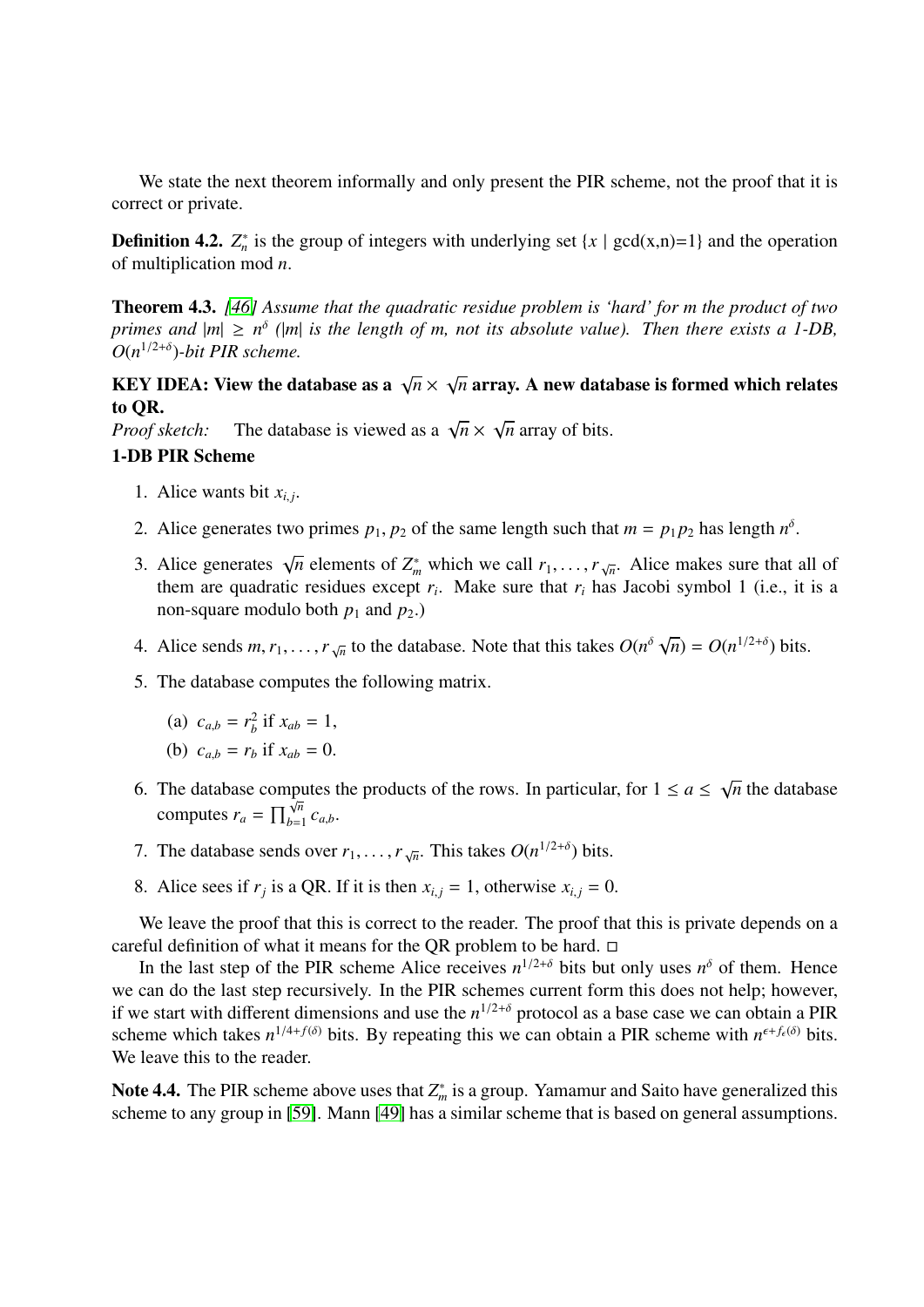We state the next theorem informally and only present the PIR scheme, not the proof that it is correct or private.

**Definition 4.2.** $Z_n^*$ is the group of integers with underlying set $\{x \mid \gcd(x,n)=1\}$ and the operation of multiplication mod $n$.

**Theorem 4.3.** *[46] Assume that the quadratic residue problem is 'hard' for m the product of two primes and $|m| \geq n^\delta$ ($|m|$ is the length of m, not its absolute value). Then there exists a 1-DB, $O(n^{1/2+\delta})$-bit PIR scheme.*

**KEY IDEA: View the database as a $\sqrt{n} \times \sqrt{n}$ array. A new database is formed which relates to QR.**

*Proof sketch:* The database is viewed as a $\sqrt{n} \times \sqrt{n}$ array of bits.

**1-DB PIR Scheme**

1. Alice wants bit $x_{i,j}$.
2. Alice generates two primes $p_1, p_2$ of the same length such that $m = p_1 p_2$ has length $n^\delta$.
3. Alice generates $\sqrt{n}$ elements of $Z_m^*$ which we call $r_1, \ldots, r_{\sqrt{n}}$. Alice makes sure that all of them are quadratic residues except $r_i$. Make sure that $r_i$ has Jacobi symbol 1 (i.e., it is a non-square modulo both $p_1$ and $p_2$.)
4. Alice sends $m, r_1, \ldots, r_{\sqrt{n}}$ to the database. Note that this takes $O(n^\delta \sqrt{n}) = O(n^{1/2+\delta})$ bits.
5. The database computes the following matrix.
   (a) $c_{a,b} = r_b^2$ if $x_{ab} = 1$,
   (b) $c_{a,b} = r_b$ if $x_{ab} = 0$.
6. The database computes the products of the rows. In particular, for $1 \leq a \leq \sqrt{n}$ the database computes $r_a = \prod_{b=1}^{\sqrt{n}} c_{a,b}$.
7. The database sends over $r_1, \ldots, r_{\sqrt{n}}$. This takes $O(n^{1/2+\delta})$ bits.
8. Alice sees if $r_j$ is a QR. If it is then $x_{i,j} = 1$, otherwise $x_{i,j} = 0$.

We leave the proof that this is correct to the reader. The proof that this is private depends on a careful definition of what it means for the QR problem to be hard. □

In the last step of the PIR scheme Alice receives $n^{1/2+\delta}$ bits but only uses $n^\delta$ of them. Hence we can do the last step recursively. In the PIR schemes current form this does not help; however, if we start with different dimensions and use the $n^{1/2+\delta}$ protocol as a base case we can obtain a PIR scheme which takes $n^{1/4+f(\delta)}$ bits. By repeating this we can obtain a PIR scheme with $n^{\epsilon+f_\epsilon(\delta)}$ bits. We leave this to the reader.

**Note 4.4.** The PIR scheme above uses that $Z_m^*$ is a group. Yamamur and Saito have generalized this scheme to any group in [59]. Mann [49] has a similar scheme that is based on general assumptions.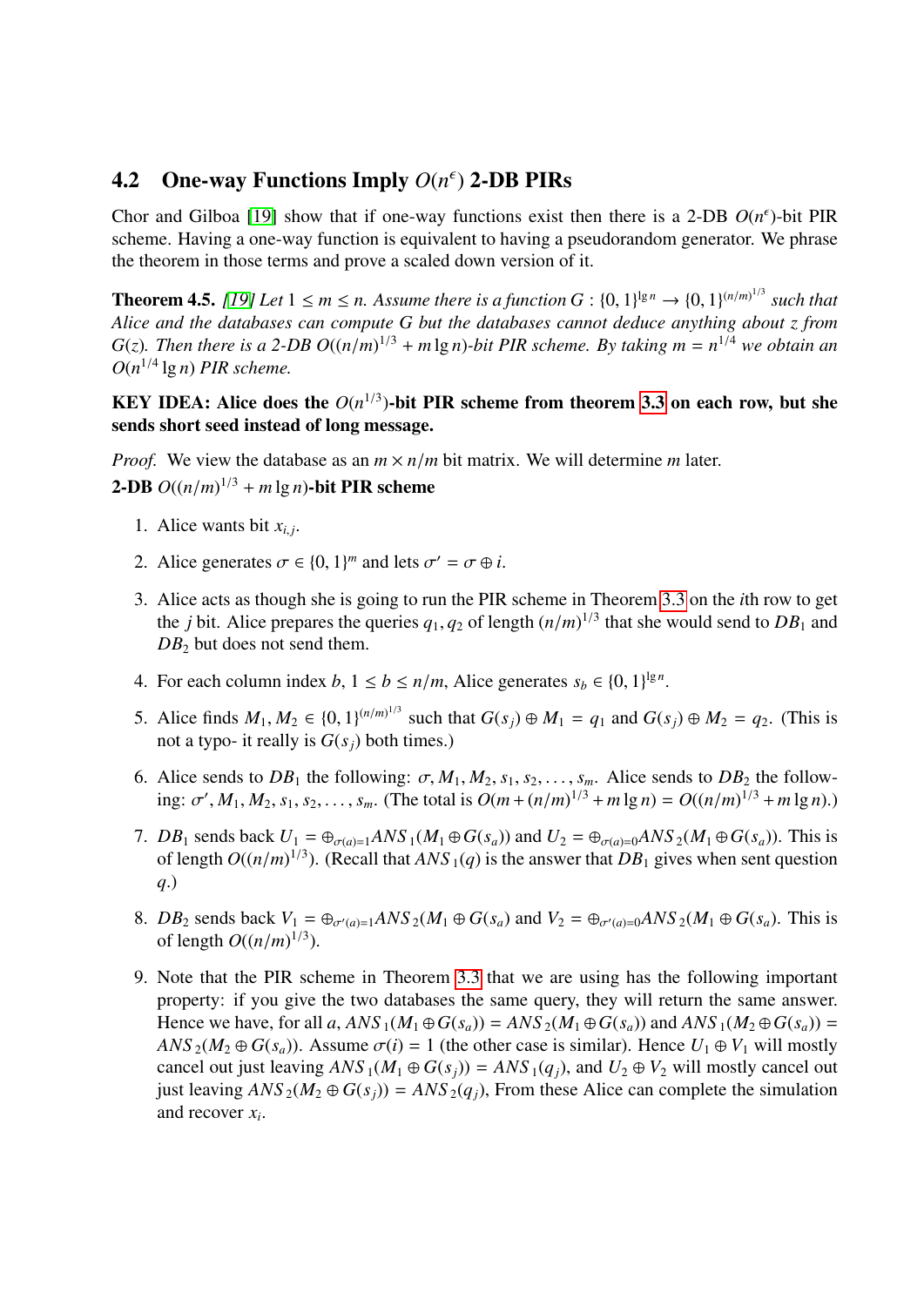## 4.2 One-way Functions Imply $O(n^{\epsilon})$ 2-DB PIRs

Chor and Gilboa [19] show that if one-way functions exist then there is a 2-DB $O(n^{\epsilon})$-bit PIR scheme. Having a one-way function is equivalent to having a pseudorandom generator. We phrase the theorem in those terms and prove a scaled down version of it.

**Theorem 4.5.** *[19] Let $1 \le m \le n$. Assume there is a function $G : \{0,1\}^{\lg n} \rightarrow \{0,1\}^{(n/m)^{1/3}}$ such that Alice and the databases can compute $G$ but the databases cannot deduce anything about $z$ from $G(z)$. Then there is a 2-DB $O((n/m)^{1/3} + m \lg n)$-bit PIR scheme. By taking $m = n^{1/4}$ we obtain an $O(n^{1/4} \lg n)$ PIR scheme.*

**KEY IDEA: Alice does the $O(n^{1/3})$-bit PIR scheme from theorem 3.3 on each row, but she sends short seed instead of long message.**

*Proof.* We view the database as an $m \times n/m$ bit matrix. We will determine $m$ later.

**2-DB $O((n/m)^{1/3} + m \lg n)$-bit PIR scheme**

1. Alice wants bit $x_{i,j}$.
2. Alice generates $\sigma \in \{0,1\}^m$ and lets $\sigma' = \sigma \oplus i$.
3. Alice acts as though she is going to run the PIR scheme in Theorem 3.3 on the $i$th row to get the $j$ bit. Alice prepares the queries $q_1, q_2$ of length $(n/m)^{1/3}$ that she would send to $DB_1$ and $DB_2$ but does not send them.
4. For each column index $b$, $1 \le b \le n/m$, Alice generates $s_b \in \{0,1\}^{\lg n}$.
5. Alice finds $M_1, M_2 \in \{0,1\}^{(n/m)^{1/3}}$ such that $G(s_j) \oplus M_1 = q_1$ and $G(s_j) \oplus M_2 = q_2$. (This is not a typo- it really is $G(s_j)$ both times.)
6. Alice sends to $DB_1$ the following: $\sigma, M_1, M_2, s_1, s_2, \ldots, s_m$. Alice sends to $DB_2$ the following: $\sigma', M_1, M_2, s_1, s_2, \ldots, s_m$. (The total is $O(m + (n/m)^{1/3} + m \lg n) = O((n/m)^{1/3} + m \lg n)$.)
7. $DB_1$ sends back $U_1 = \oplus_{\sigma(a)=1} ANS_1(M_1 \oplus G(s_a))$ and $U_2 = \oplus_{\sigma(a)=0} ANS_2(M_1 \oplus G(s_a))$. This is of length $O((n/m)^{1/3})$. (Recall that $ANS_1(q)$ is the answer that $DB_1$ gives when sent question $q$.)
8. $DB_2$ sends back $V_1 = \oplus_{\sigma'(a)=1} ANS_2(M_1 \oplus G(s_a)$ and $V_2 = \oplus_{\sigma'(a)=0} ANS_2(M_1 \oplus G(s_a)$. This is of length $O((n/m)^{1/3})$.
9. Note that the PIR scheme in Theorem 3.3 that we are using has the following important property: if you give the two databases the same query, they will return the same answer. Hence we have, for all $a$, $ANS_1(M_1 \oplus G(s_a)) = ANS_2(M_1 \oplus G(s_a))$ and $ANS_1(M_2 \oplus G(s_a)) = ANS_2(M_2 \oplus G(s_a))$. Assume $\sigma(i) = 1$ (the other case is similar). Hence $U_1 \oplus V_1$ will mostly cancel out just leaving $ANS_1(M_1 \oplus G(s_j)) = ANS_1(q_j)$, and $U_2 \oplus V_2$ will mostly cancel out just leaving $ANS_2(M_2 \oplus G(s_j)) = ANS_2(q_j)$, From these Alice can complete the simulation and recover $x_i$.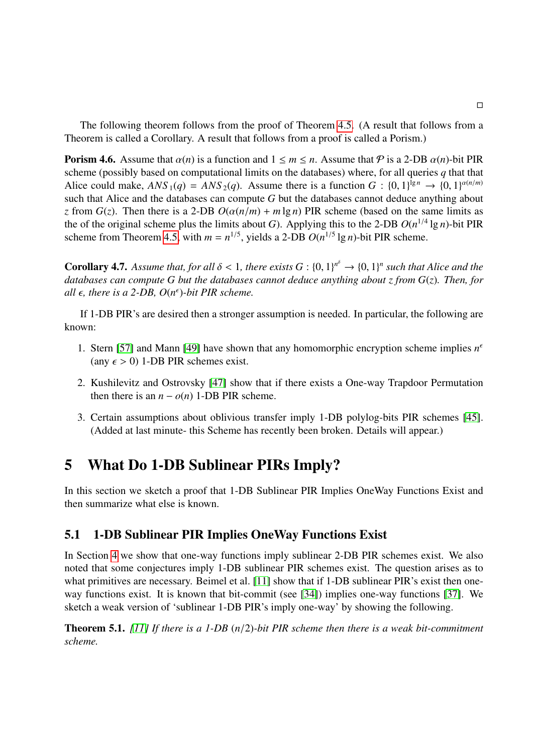□

The following theorem follows from the proof of Theorem 4.5. (A result that follows from a Theorem is called a Corollary. A result that follows from a proof is called a Porism.)

**Porism 4.6.** Assume that $\alpha(n)$ is a function and $1 \le m \le n$. Assume that $\mathcal{P}$ is a 2-DB $\alpha(n)$-bit PIR scheme (possibly based on computational limits on the databases) where, for all queries $q$ that that Alice could make, $ANS_1(q) = ANS_2(q)$. Assume there is a function $G : \{0,1\}^{\lg n} \rightarrow \{0,1\}^{\alpha(n/m)}$ such that Alice and the databases can compute $G$ but the databases cannot deduce anything about $z$ from $G(z)$. Then there is a 2-DB $O(\alpha(n/m) + m \lg n)$ PIR scheme (based on the same limits as the of the original scheme plus the limits about $G$). Applying this to the 2-DB $O(n^{1/4} \lg n)$-bit PIR scheme from Theorem 4.5, with $m = n^{1/5}$, yields a 2-DB $O(n^{1/5} \lg n)$-bit PIR scheme.

**Corollary 4.7.** *Assume that, for all $\delta < 1$, there exists $G : \{0,1\}^{n^\delta} \rightarrow \{0,1\}^n$ such that Alice and the databases can compute $G$ but the databases cannot deduce anything about $z$ from $G(z)$. Then, for all $\epsilon$, there is a 2-DB, $O(n^\epsilon)$-bit PIR scheme.*

If 1-DB PIR's are desired then a stronger assumption is needed. In particular, the following are known:

1. Stern [57] and Mann [49] have shown that any homomorphic encryption scheme implies $n^\epsilon$ (any $\epsilon > 0$) 1-DB PIR schemes exist.
2. Kushilevitz and Ostrovsky [47] show that if there exists a One-way Trapdoor Permutation then there is an $n - o(n)$ 1-DB PIR scheme.
3. Certain assumptions about oblivious transfer imply 1-DB polylog-bits PIR schemes [45]. (Added at last minute- this Scheme has recently been broken. Details will appear.)

# 5 What Do 1-DB Sublinear PIRs Imply?

In this section we sketch a proof that 1-DB Sublinear PIR Implies OneWay Functions Exist and then summarize what else is known.

## 5.1 1-DB Sublinear PIR Implies OneWay Functions Exist

In Section 4 we show that one-way functions imply sublinear 2-DB PIR schemes exist. We also noted that some conjectures imply 1-DB sublinear PIR schemes exist. The question arises as to what primitives are necessary. Beimel et al. [11] show that if 1-DB sublinear PIR's exist then one-way functions exist. It is known that bit-commit (see [34]) implies one-way functions [37]. We sketch a weak version of 'sublinear 1-DB PIR's imply one-way' by showing the following.

**Theorem 5.1.** *[11] If there is a 1-DB $(n/2)$-bit PIR scheme then there is a weak bit-commitment scheme.*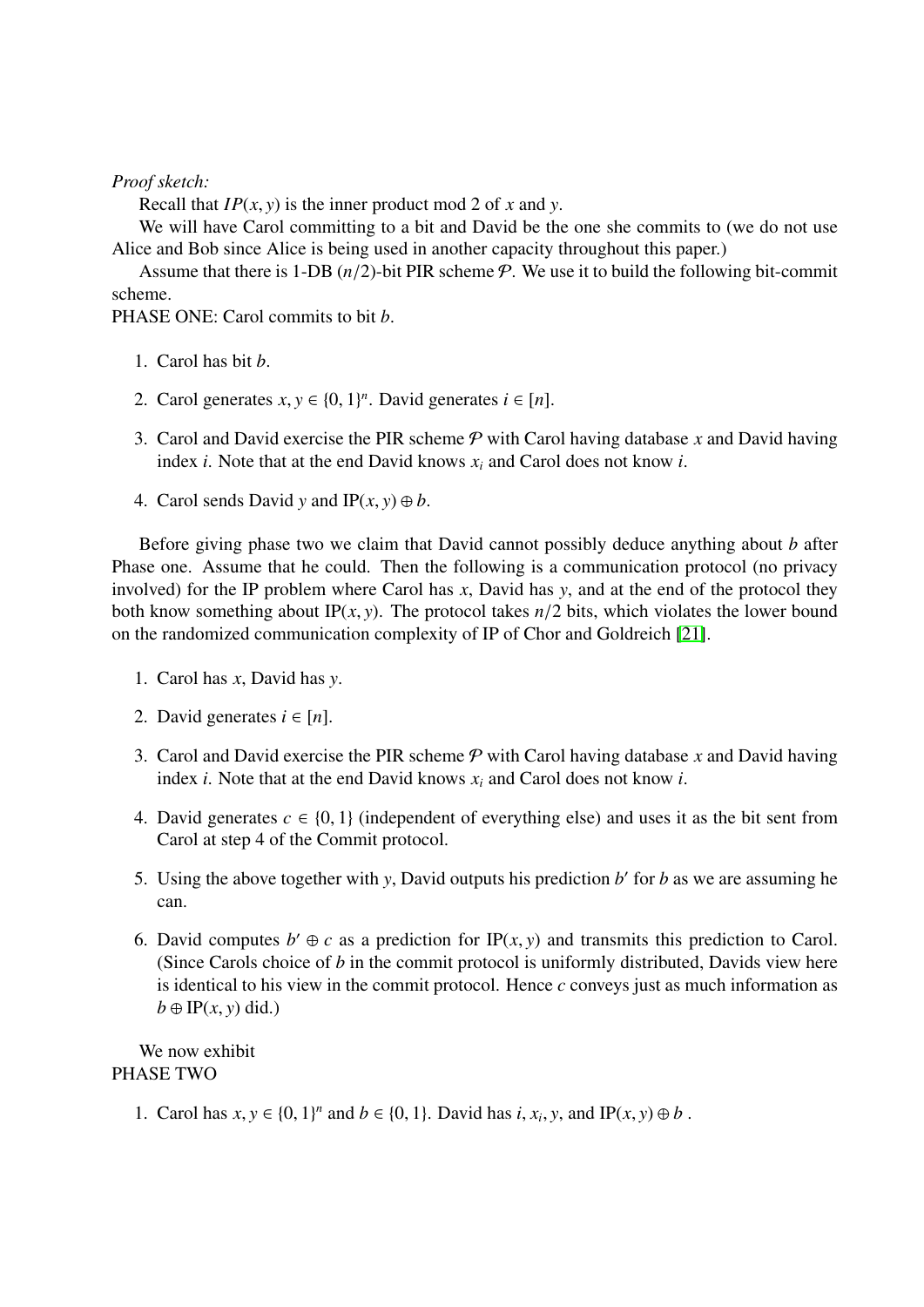*Proof sketch:*

Recall that $IP(x, y)$ is the inner product mod 2 of $x$ and $y$.

We will have Carol committing to a bit and David be the one she commits to (we do not use Alice and Bob since Alice is being used in another capacity throughout this paper.)

Assume that there is 1-DB $(n/2)$-bit PIR scheme $\mathcal{P}$. We use it to build the following bit-commit scheme.

PHASE ONE: Carol commits to bit $b$.

1. Carol has bit $b$.
2. Carol generates $x, y \in \{0, 1\}^n$. David generates $i \in [n]$.
3. Carol and David exercise the PIR scheme $\mathcal{P}$ with Carol having database $x$ and David having index $i$. Note that at the end David knows $x_i$ and Carol does not know $i$.
4. Carol sends David $y$ and $\mathrm{IP}(x, y) \oplus b$.

Before giving phase two we claim that David cannot possibly deduce anything about $b$ after Phase one. Assume that he could. Then the following is a communication protocol (no privacy involved) for the IP problem where Carol has $x$, David has $y$, and at the end of the protocol they both know something about $\mathrm{IP}(x, y)$. The protocol takes $n/2$ bits, which violates the lower bound on the randomized communication complexity of IP of Chor and Goldreich [21].

1. Carol has $x$, David has $y$.
2. David generates $i \in [n]$.
3. Carol and David exercise the PIR scheme $\mathcal{P}$ with Carol having database $x$ and David having index $i$. Note that at the end David knows $x_i$ and Carol does not know $i$.
4. David generates $c \in \{0, 1\}$ (independent of everything else) and uses it as the bit sent from Carol at step 4 of the Commit protocol.
5. Using the above together with $y$, David outputs his prediction $b'$ for $b$ as we are assuming he can.
6. David computes $b' \oplus c$ as a prediction for $\mathrm{IP}(x, y)$ and transmits this prediction to Carol. (Since Carols choice of $b$ in the commit protocol is uniformly distributed, Davids view here is identical to his view in the commit protocol. Hence $c$ conveys just as much information as $b \oplus \mathrm{IP}(x, y)$ did.)

We now exhibit

PHASE TWO

1. Carol has $x, y \in \{0, 1\}^n$ and $b \in \{0, 1\}$. David has $i, x_i, y$, and $\mathrm{IP}(x, y) \oplus b$ .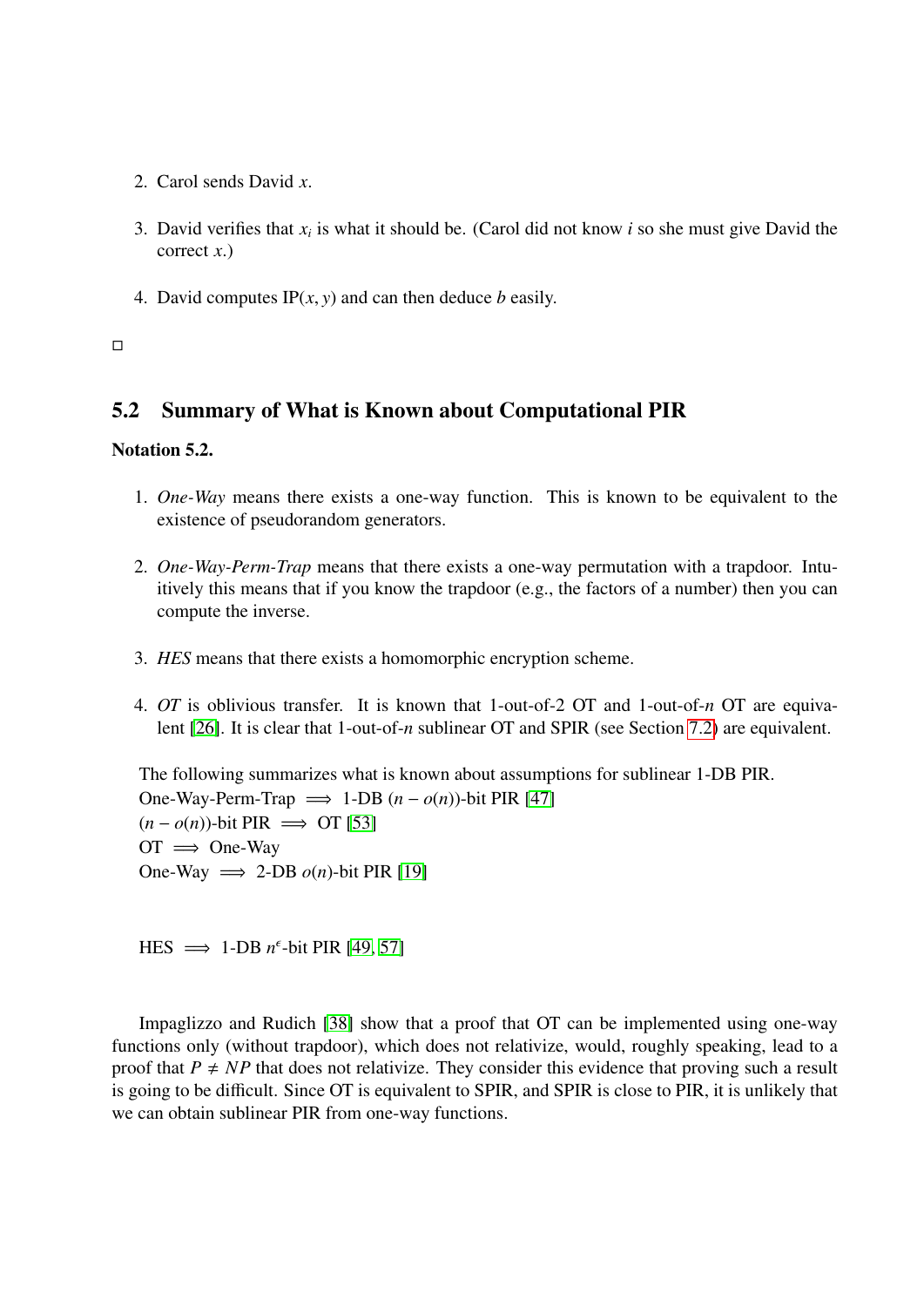2. Carol sends David $x$.

3. David verifies that $x_i$ is what it should be. (Carol did not know $i$ so she must give David the correct $x$.)

4. David computes $\mathrm{IP}(x, y)$ and can then deduce $b$ easily.

□

## 5.2 Summary of What is Known about Computational PIR

**Notation 5.2.**

1. *One-Way* means there exists a one-way function. This is known to be equivalent to the existence of pseudorandom generators.

2. *One-Way-Perm-Trap* means that there exists a one-way permutation with a trapdoor. Intuitively this means that if you know the trapdoor (e.g., the factors of a number) then you can compute the inverse.

3. *HES* means that there exists a homomorphic encryption scheme.

4. *OT* is oblivious transfer. It is known that 1-out-of-2 OT and 1-out-of-$n$ OT are equivalent [26]. It is clear that 1-out-of-$n$ sublinear OT and SPIR (see Section 7.2) are equivalent.

The following summarizes what is known about assumptions for sublinear 1-DB PIR.
One-Way-Perm-Trap $\implies$ 1-DB $(n - o(n))$-bit PIR [47]
$(n - o(n))$-bit PIR $\implies$ OT [53]
OT $\implies$ One-Way
One-Way $\implies$ 2-DB $o(n)$-bit PIR [19]

HES $\implies$ 1-DB $n^{\epsilon}$-bit PIR [49, 57]

Impaglizzo and Rudich [38] show that a proof that OT can be implemented using one-way functions only (without trapdoor), which does not relativize, would, roughly speaking, lead to a proof that $P \neq NP$ that does not relativize. They consider this evidence that proving such a result is going to be difficult. Since OT is equivalent to SPIR, and SPIR is close to PIR, it is unlikely that we can obtain sublinear PIR from one-way functions.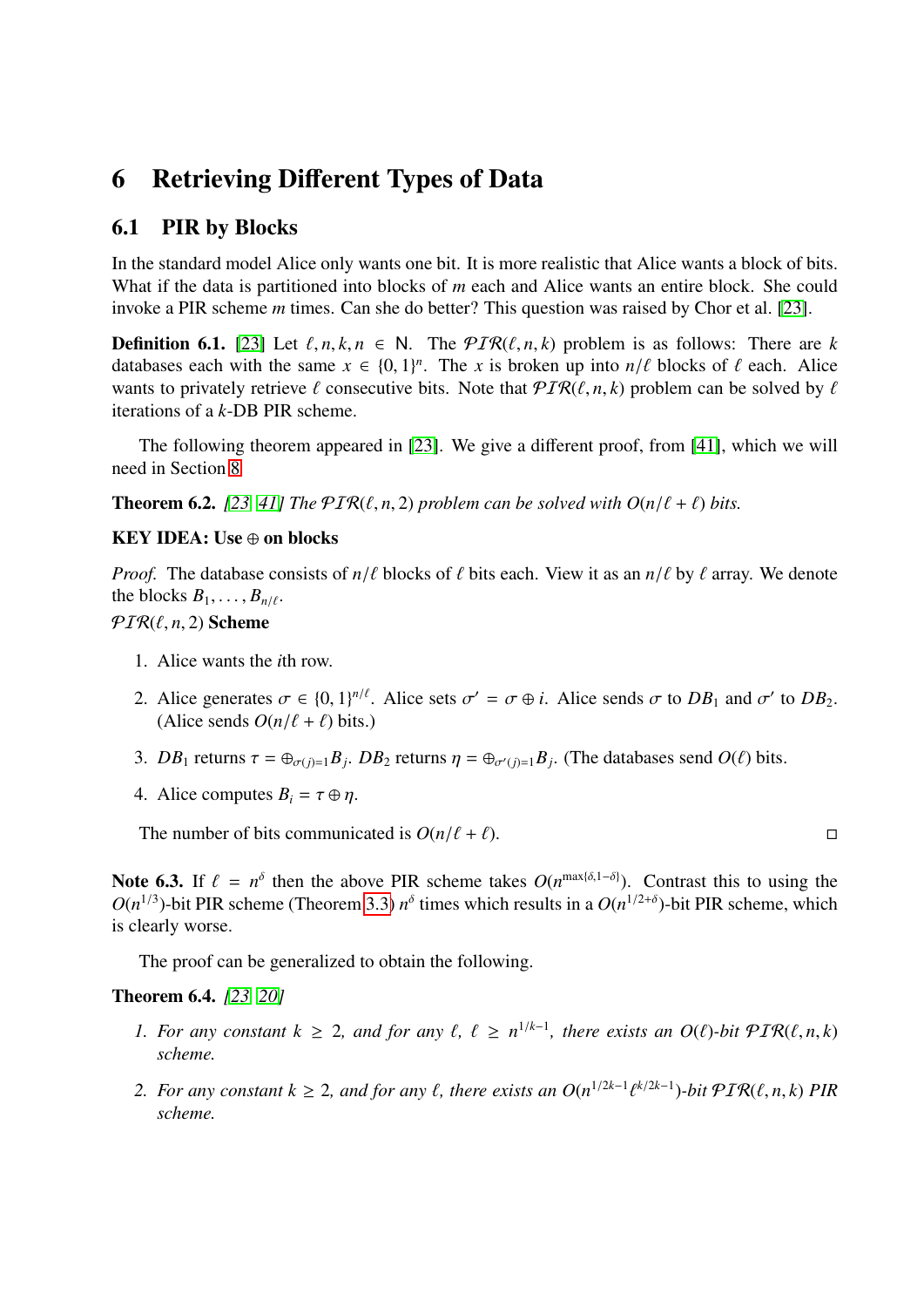# 6 Retrieving Different Types of Data

## 6.1 PIR by Blocks

In the standard model Alice only wants one bit. It is more realistic that Alice wants a block of bits. What if the data is partitioned into blocks of $m$ each and Alice wants an entire block. She could invoke a PIR scheme $m$ times. Can she do better? This question was raised by Chor et al. [23].

**Definition 6.1.** [23] Let $\ell, n, k, n \in \mathsf{N}$. The $\mathcal{PIR}(\ell, n, k)$ problem is as follows: There are $k$ databases each with the same $x \in \{0,1\}^n$. The $x$ is broken up into $n/\ell$ blocks of $\ell$ each. Alice wants to privately retrieve $\ell$ consecutive bits. Note that $\mathcal{PIR}(\ell, n, k)$ problem can be solved by $\ell$ iterations of a $k$-DB PIR scheme.

The following theorem appeared in [23]. We give a different proof, from [41], which we will need in Section 8.

**Theorem 6.2.** *[23, 41] The $\mathcal{PIR}(\ell, n, 2)$ problem can be solved with $O(n/\ell + \ell)$ bits.*

**KEY IDEA: Use $\oplus$ on blocks**

*Proof.* The database consists of $n/\ell$ blocks of $\ell$ bits each. View it as an $n/\ell$ by $\ell$ array. We denote the blocks $B_1, \ldots, B_{n/\ell}$.

$\mathcal{PIR}(\ell, n, 2)$ **Scheme**

1. Alice wants the $i$th row.
2. Alice generates $\sigma \in \{0,1\}^{n/\ell}$. Alice sets $\sigma' = \sigma \oplus i$. Alice sends $\sigma$ to $DB_1$ and $\sigma'$ to $DB_2$. (Alice sends $O(n/\ell + \ell)$ bits.)
3. $DB_1$ returns $\tau = \oplus_{\sigma(j)=1} B_j$. $DB_2$ returns $\eta = \oplus_{\sigma'(j)=1} B_j$. (The databases send $O(\ell)$ bits.
4. Alice computes $B_i = \tau \oplus \eta$.

The number of bits communicated is $O(n/\ell + \ell)$. □

**Note 6.3.** If $\ell = n^\delta$ then the above PIR scheme takes $O(n^{\max\{\delta, 1-\delta\}})$. Contrast this to using the $O(n^{1/3})$-bit PIR scheme (Theorem 3.3) $n^\delta$ times which results in a $O(n^{1/2+\delta})$-bit PIR scheme, which is clearly worse.

The proof can be generalized to obtain the following.

**Theorem 6.4.** *[23, 20]*

1. *For any constant $k \geq 2$, and for any $\ell$, $\ell \geq n^{1/k-1}$, there exists an $O(\ell)$-bit $\mathcal{PIR}(\ell, n, k)$ scheme.*
2. *For any constant $k \geq 2$, and for any $\ell$, there exists an $O(n^{1/2k-1}\ell^{k/2k-1})$-bit $\mathcal{PIR}(\ell, n, k)$ PIR scheme.*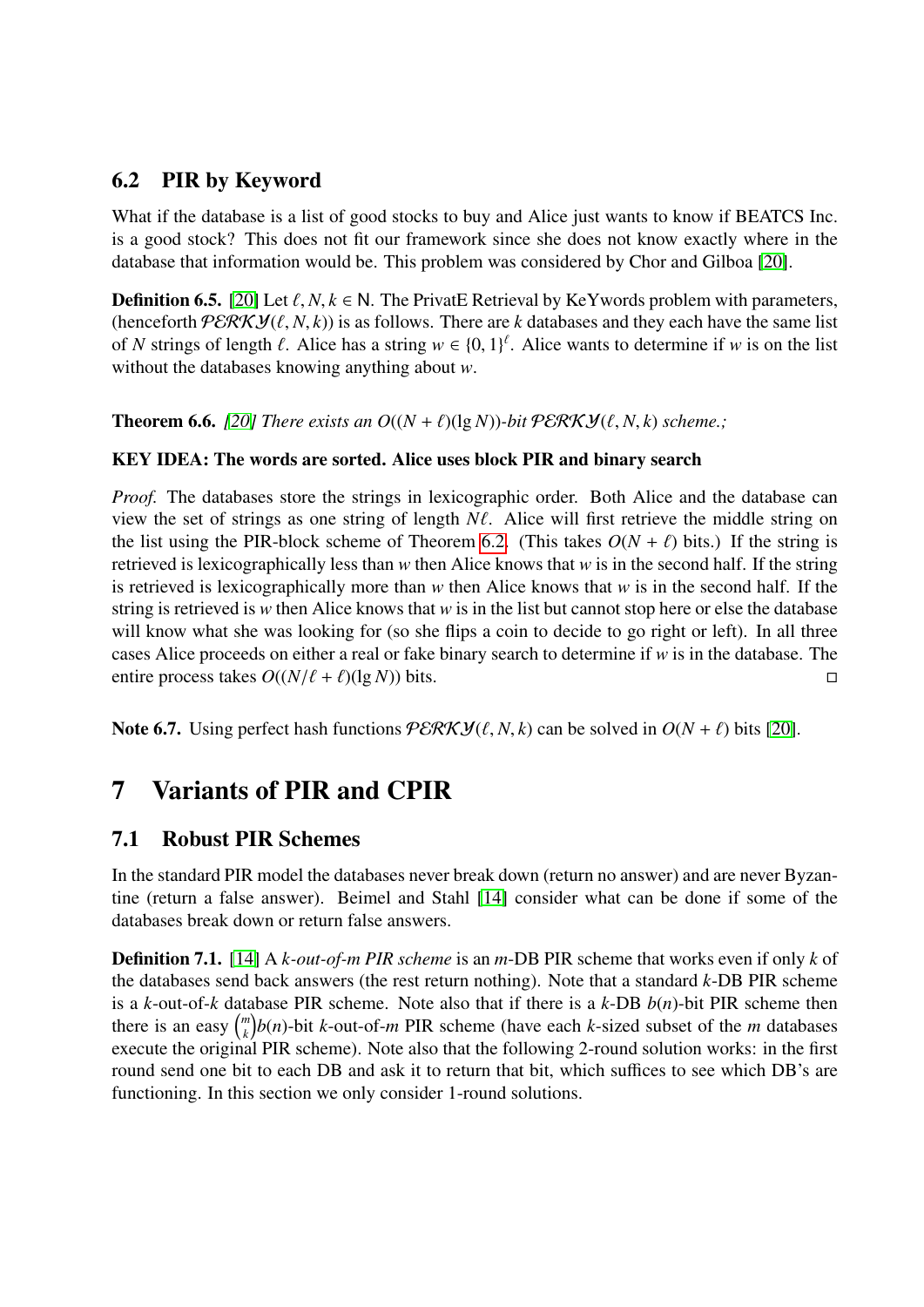## 6.2 PIR by Keyword

What if the database is a list of good stocks to buy and Alice just wants to know if BEATCS Inc. is a good stock? This does not fit our framework since she does not know exactly where in the database that information would be. This problem was considered by Chor and Gilboa [20].

**Definition 6.5.** [20] Let $\ell, N, k \in \mathsf{N}$. The PrivatE Retrieval by KeYwords problem with parameters, (henceforth $\mathcal{PERKY}(\ell, N, k)$) is as follows. There are $k$ databases and they each have the same list of $N$ strings of length $\ell$. Alice has a string $w \in \{0,1\}^{\ell}$. Alice wants to determine if $w$ is on the list without the databases knowing anything about $w$.

**Theorem 6.6.** *[20] There exists an $O((N + \ell)(\lg N))$-bit $\mathcal{PERKY}(\ell, N, k)$ scheme.;*

**KEY IDEA: The words are sorted. Alice uses block PIR and binary search**

*Proof.* The databases store the strings in lexicographic order. Both Alice and the database can view the set of strings as one string of length $N\ell$. Alice will first retrieve the middle string on the list using the PIR-block scheme of Theorem 6.2. (This takes $O(N + \ell)$ bits.) If the string is retrieved is lexicographically less than $w$ then Alice knows that $w$ is in the second half. If the string is retrieved is lexicographically more than $w$ then Alice knows that $w$ is in the second half. If the string is retrieved is $w$ then Alice knows that $w$ is in the list but cannot stop here or else the database will know what she was looking for (so she flips a coin to decide to go right or left). In all three cases Alice proceeds on either a real or fake binary search to determine if $w$ is in the database. The entire process takes $O((N/\ell + \ell)(\lg N))$ bits. ◻

**Note 6.7.** Using perfect hash functions $\mathcal{PERKY}(\ell, N, k)$ can be solved in $O(N + \ell)$ bits [20].

# 7 Variants of PIR and CPIR

## 7.1 Robust PIR Schemes

In the standard PIR model the databases never break down (return no answer) and are never Byzantine (return a false answer). Beimel and Stahl [14] consider what can be done if some of the databases break down or return false answers.

**Definition 7.1.** [14] A *k-out-of-m PIR scheme* is an $m$-DB PIR scheme that works even if only $k$ of the databases send back answers (the rest return nothing). Note that a standard $k$-DB PIR scheme is a $k$-out-of-$k$ database PIR scheme. Note also that if there is a $k$-DB $b(n)$-bit PIR scheme then there is an easy $\binom{m}{k}b(n)$-bit $k$-out-of-$m$ PIR scheme (have each $k$-sized subset of the $m$ databases execute the original PIR scheme). Note also that the following 2-round solution works: in the first round send one bit to each DB and ask it to return that bit, which suffices to see which DB's are functioning. In this section we only consider 1-round solutions.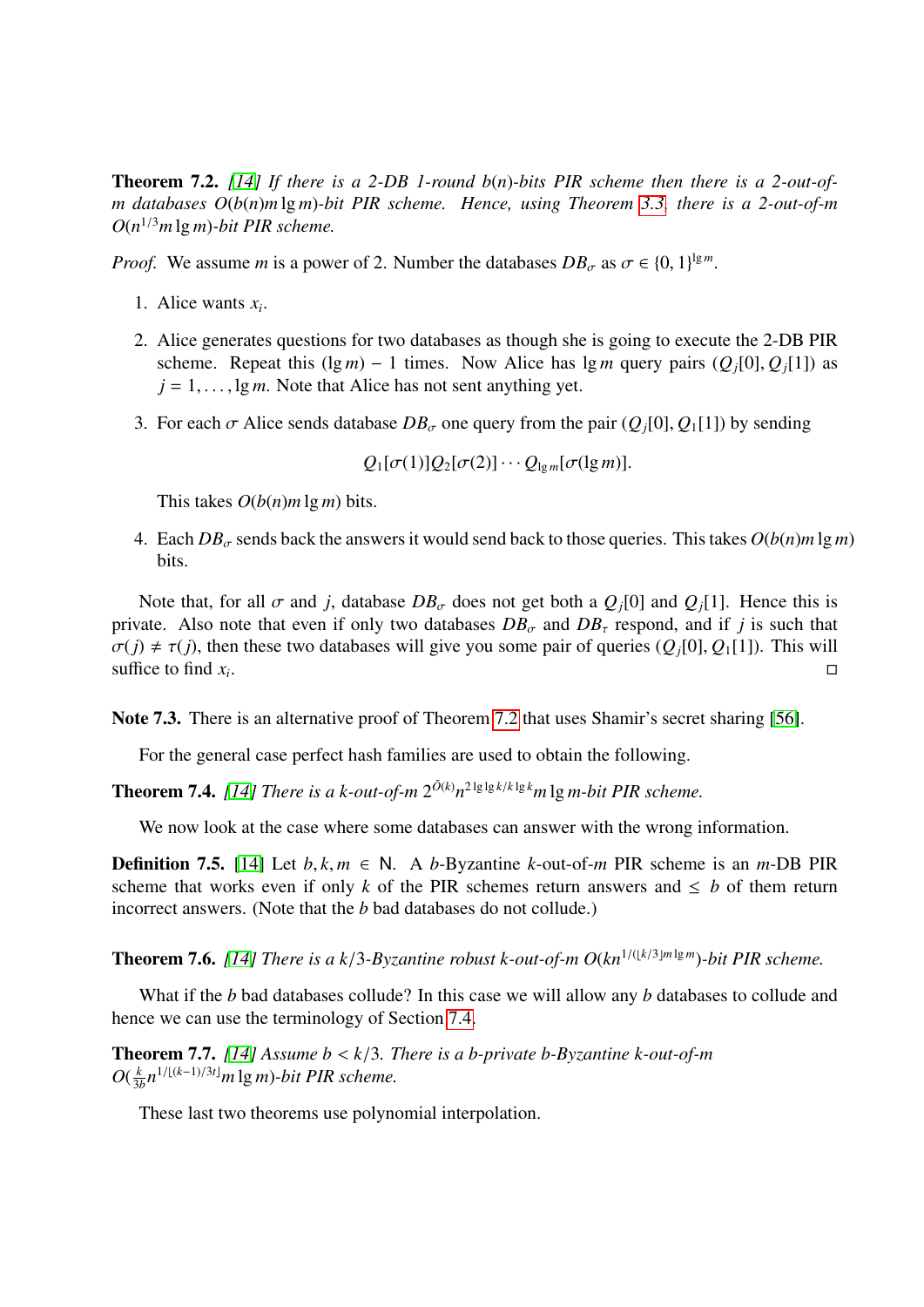**Theorem 7.2.** *[14] If there is a 2-DB 1-round $b(n)$-bits PIR scheme then there is a 2-out-of-m databases $O(b(n)m \lg m)$-bit PIR scheme. Hence, using Theorem 3.3, there is a 2-out-of-m $O(n^{1/3} m \lg m)$-bit PIR scheme.*

*Proof.* We assume $m$ is a power of 2. Number the databases $DB_\sigma$ as $\sigma \in \{0, 1\}^{\lg m}$.

1. Alice wants $x_i$.
2. Alice generates questions for two databases as though she is going to execute the 2-DB PIR scheme. Repeat this $(\lg m) - 1$ times. Now Alice has $\lg m$ query pairs $(Q_j[0], Q_j[1])$ as $j = 1, \ldots, \lg m$. Note that Alice has not sent anything yet.
3. For each $\sigma$ Alice sends database $DB_\sigma$ one query from the pair $(Q_j[0], Q_1[1])$ by sending

$$Q_1[\sigma(1)]Q_2[\sigma(2)] \cdots Q_{\lg m}[\sigma(\lg m)].$$

   This takes $O(b(n)m \lg m)$ bits.
4. Each $DB_\sigma$ sends back the answers it would send back to those queries. This takes $O(b(n)m \lg m)$ bits.

Note that, for all $\sigma$ and $j$, database $DB_\sigma$ does not get both a $Q_j[0]$ and $Q_j[1]$. Hence this is private. Also note that even if only two databases $DB_\sigma$ and $DB_\tau$ respond, and if $j$ is such that $\sigma(j) \neq \tau(j)$, then these two databases will give you some pair of queries $(Q_j[0], Q_1[1])$. This will suffice to find $x_i$. □

**Note 7.3.** There is an alternative proof of Theorem 7.2 that uses Shamir's secret sharing [56].

For the general case perfect hash families are used to obtain the following.

**Theorem 7.4.** *[14] There is a k-out-of-m $2^{\tilde{O}(k)} n^{2 \lg \lg k / k \lg k} m \lg m$-bit PIR scheme.*

We now look at the case where some databases can answer with the wrong information.

**Definition 7.5.** [14] Let $b, k, m \in \mathsf{N}$. A $b$-Byzantine $k$-out-of-$m$ PIR scheme is an $m$-DB PIR scheme that works even if only $k$ of the PIR schemes return answers and $\leq b$ of them return incorrect answers. (Note that the $b$ bad databases do not collude.)

**Theorem 7.6.** *[14] There is a $k/3$-Byzantine robust k-out-of-m $O(kn^{1/(\lfloor k/3 \rfloor m \lg m})$-bit PIR scheme.*

What if the $b$ bad databases collude? In this case we will allow any $b$ databases to collude and hence we can use the terminology of Section 7.4.

**Theorem 7.7.** *[14] Assume $b < k/3$. There is a b-private b-Byzantine k-out-of-m $O(\frac{k}{3b} n^{1/\lfloor (k-1)/3t \rfloor} m \lg m)$-bit PIR scheme.*

These last two theorems use polynomial interpolation.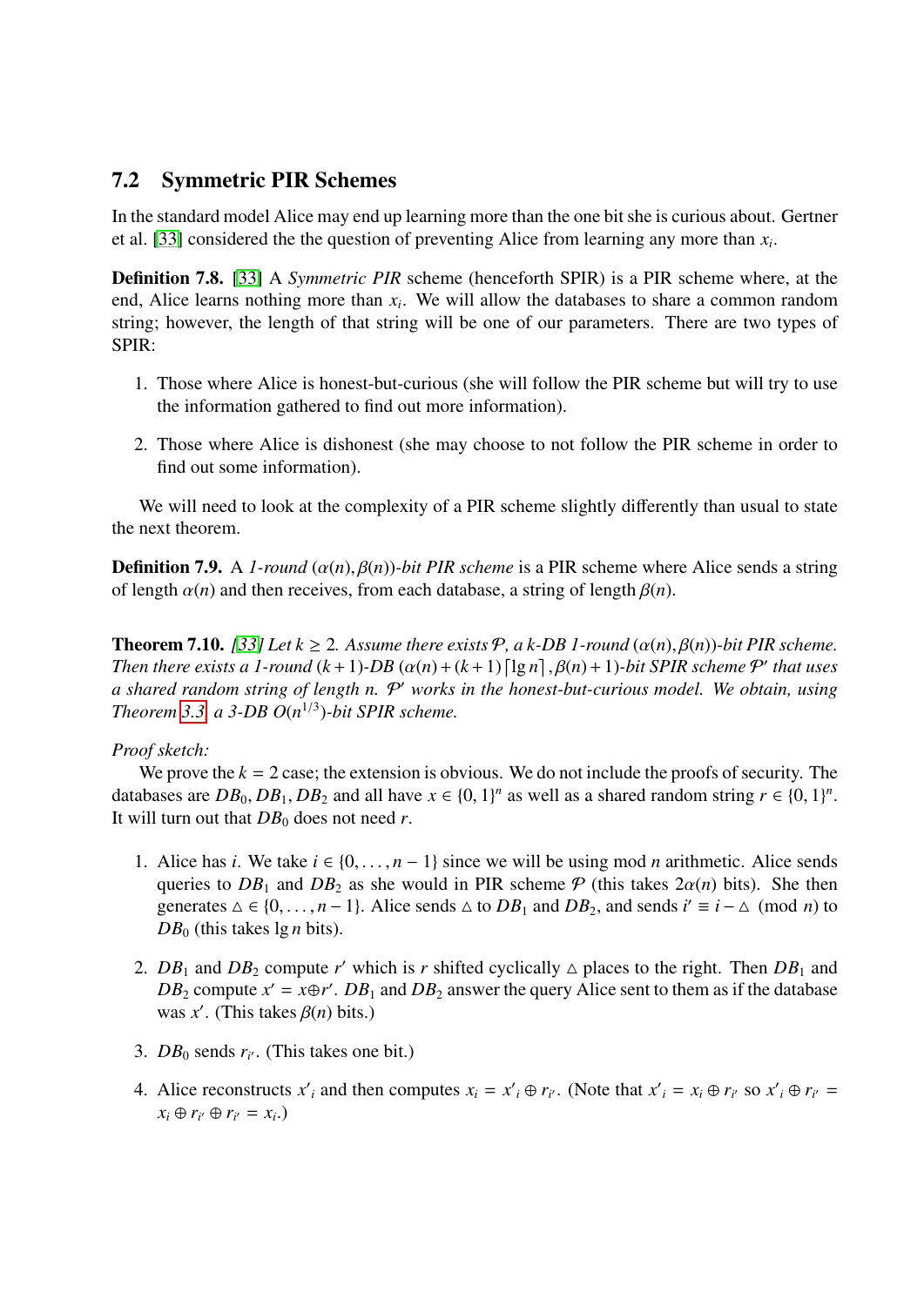## 7.2 Symmetric PIR Schemes

In the standard model Alice may end up learning more than the one bit she is curious about. Gertner et al. [33] considered the the question of preventing Alice from learning any more than $x_i$.

**Definition 7.8.** [33] A *Symmetric PIR* scheme (henceforth SPIR) is a PIR scheme where, at the end, Alice learns nothing more than $x_i$. We will allow the databases to share a common random string; however, the length of that string will be one of our parameters. There are two types of SPIR:

1. Those where Alice is honest-but-curious (she will follow the PIR scheme but will try to use the information gathered to find out more information).

2. Those where Alice is dishonest (she may choose to not follow the PIR scheme in order to find out some information).

We will need to look at the complexity of a PIR scheme slightly differently than usual to state the next theorem.

**Definition 7.9.** A *1-round* $(\alpha(n), \beta(n))$*-bit PIR scheme* is a PIR scheme where Alice sends a string of length $\alpha(n)$ and then receives, from each database, a string of length $\beta(n)$.

**Theorem 7.10.** *[33] Let $k \geq 2$. Assume there exists $\mathcal{P}$, a k-DB 1-round $(\alpha(n), \beta(n))$-bit PIR scheme. Then there exists a 1-round $(k+1)$-DB $(\alpha(n) + (k+1)\lceil \lg n \rceil, \beta(n) + 1)$-bit SPIR scheme $\mathcal{P}'$ that uses a shared random string of length n. $\mathcal{P}'$ works in the honest-but-curious model. We obtain, using Theorem 3.3, a 3-DB $O(n^{1/3})$-bit SPIR scheme.*

*Proof sketch:*

We prove the $k = 2$ case; the extension is obvious. We do not include the proofs of security. The databases are $DB_0, DB_1, DB_2$ and all have $x \in \{0,1\}^n$ as well as a shared random string $r \in \{0,1\}^n$. It will turn out that $DB_0$ does not need $r$.

1. Alice has $i$. We take $i \in \{0, \ldots, n-1\}$ since we will be using mod $n$ arithmetic. Alice sends queries to $DB_1$ and $DB_2$ as she would in PIR scheme $\mathcal{P}$ (this takes $2\alpha(n)$ bits). She then generates $\triangle \in \{0, \ldots, n-1\}$. Alice sends $\triangle$ to $DB_1$ and $DB_2$, and sends $i' \equiv i - \triangle \pmod{n}$ to $DB_0$ (this takes $\lg n$ bits).

2. $DB_1$ and $DB_2$ compute $r'$ which is $r$ shifted cyclically $\triangle$ places to the right. Then $DB_1$ and $DB_2$ compute $x' = x \oplus r'$. $DB_1$ and $DB_2$ answer the query Alice sent to them as if the database was $x'$. (This takes $\beta(n)$ bits.)

3. $DB_0$ sends $r_{i'}$. (This takes one bit.)

4. Alice reconstructs $x'_i$ and then computes $x_i = x'_i \oplus r_{i'}$. (Note that $x'_i = x_i \oplus r_{i'}$ so $x'_i \oplus r_{i'} = x_i \oplus r_{i'} \oplus r_{i'} = x_i$.)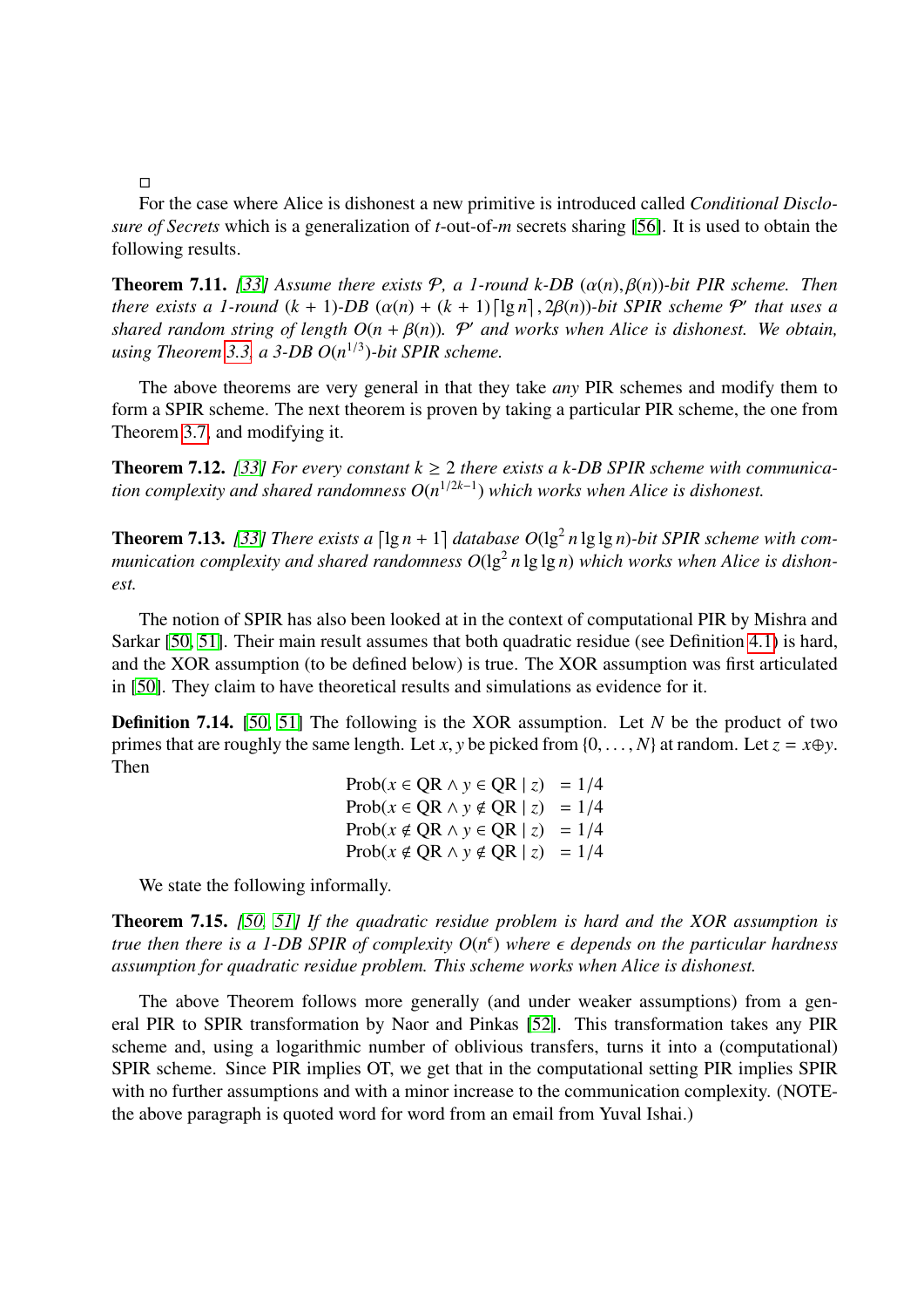□

For the case where Alice is dishonest a new primitive is introduced called *Conditional Disclosure of Secrets* which is a generalization of $t$-out-of-$m$ secrets sharing [56]. It is used to obtain the following results.

**Theorem 7.11.** *[33] Assume there exists $\mathcal{P}$, a 1-round k-DB $(\alpha(n), \beta(n))$-bit PIR scheme. Then there exists a 1-round $(k+1)$-DB $(\alpha(n) + (k+1)\lceil \lg n \rceil, 2\beta(n))$-bit SPIR scheme $\mathcal{P}'$ that uses a shared random string of length $O(n + \beta(n))$. $\mathcal{P}'$ and works when Alice is dishonest. We obtain, using Theorem 3.3, a 3-DB $O(n^{1/3})$-bit SPIR scheme.*

The above theorems are very general in that they take *any* PIR schemes and modify them to form a SPIR scheme. The next theorem is proven by taking a particular PIR scheme, the one from Theorem 3.7, and modifying it.

**Theorem 7.12.** *[33] For every constant $k \geq 2$ there exists a k-DB SPIR scheme with communication complexity and shared randomness $O(n^{1/2k-1})$ which works when Alice is dishonest.*

**Theorem 7.13.** *[33] There exists a $\lceil \lg n + 1 \rceil$ database $O(\lg^2 n \lg \lg n)$-bit SPIR scheme with communication complexity and shared randomness $O(\lg^2 n \lg \lg n)$ which works when Alice is dishonest.*

The notion of SPIR has also been looked at in the context of computational PIR by Mishra and Sarkar [50, 51]. Their main result assumes that both quadratic residue (see Definition 4.1) is hard, and the XOR assumption (to be defined below) is true. The XOR assumption was first articulated in [50]. They claim to have theoretical results and simulations as evidence for it.

**Definition 7.14.** [50, 51] The following is the XOR assumption. Let $N$ be the product of two primes that are roughly the same length. Let $x, y$ be picked from $\{0, \ldots, N\}$ at random. Let $z = x \oplus y$. Then

$$
\begin{aligned}
\text{Prob}(x \in \text{QR} \wedge y \in \text{QR} \mid z) &= 1/4 \\
\text{Prob}(x \in \text{QR} \wedge y \notin \text{QR} \mid z) &= 1/4 \\
\text{Prob}(x \notin \text{QR} \wedge y \in \text{QR} \mid z) &= 1/4 \\
\text{Prob}(x \notin \text{QR} \wedge y \notin \text{QR} \mid z) &= 1/4
\end{aligned}
$$

We state the following informally.

**Theorem 7.15.** *[50, 51] If the quadratic residue problem is hard and the XOR assumption is true then there is a 1-DB SPIR of complexity $O(n^{\epsilon})$ where $\epsilon$ depends on the particular hardness assumption for quadratic residue problem. This scheme works when Alice is dishonest.*

The above Theorem follows more generally (and under weaker assumptions) from a general PIR to SPIR transformation by Naor and Pinkas [52]. This transformation takes any PIR scheme and, using a logarithmic number of oblivious transfers, turns it into a (computational) SPIR scheme. Since PIR implies OT, we get that in the computational setting PIR implies SPIR with no further assumptions and with a minor increase to the communication complexity. (NOTE- the above paragraph is quoted word for word from an email from Yuval Ishai.)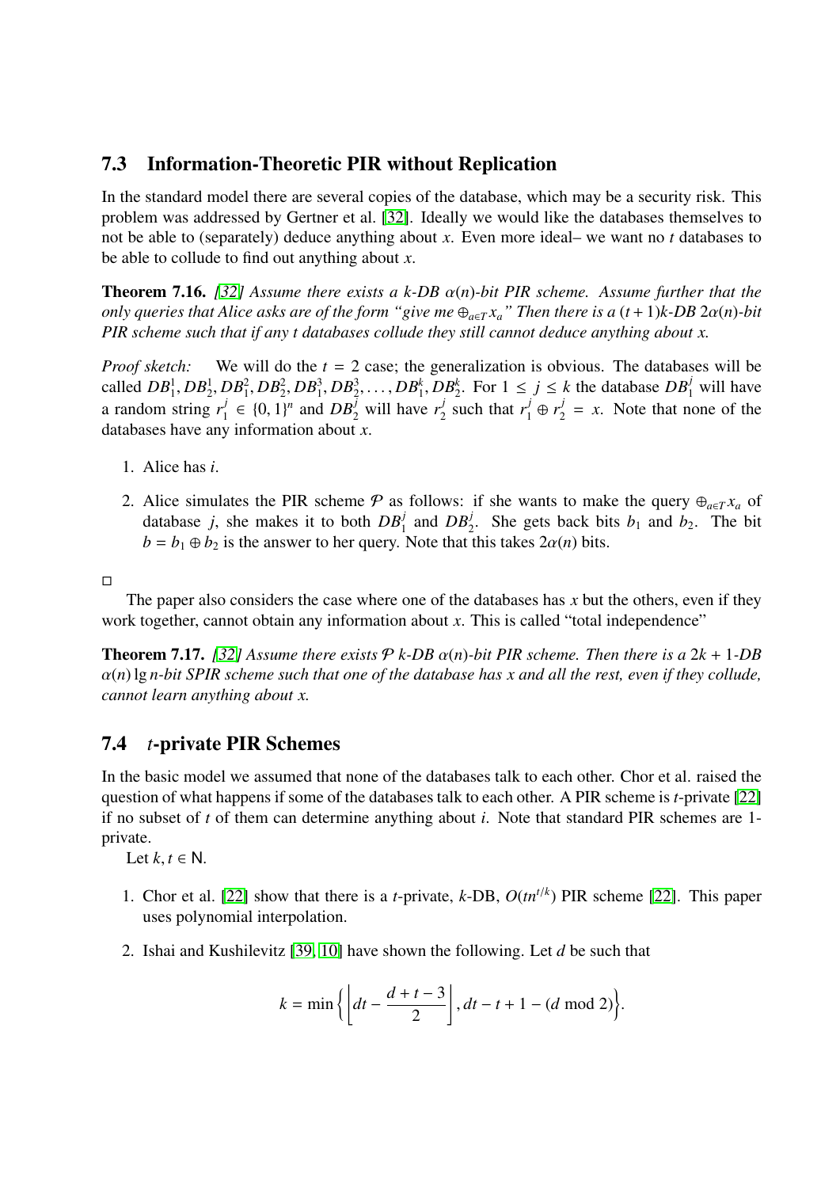## 7.3 Information-Theoretic PIR without Replication

In the standard model there are several copies of the database, which may be a security risk. This problem was addressed by Gertner et al. [32]. Ideally we would like the databases themselves to not be able to (separately) deduce anything about $x$. Even more ideal– we want no $t$ databases to be able to collude to find out anything about $x$.

**Theorem 7.16.** *[32] Assume there exists a k-DB $\alpha(n)$-bit PIR scheme. Assume further that the only queries that Alice asks are of the form "give me $\oplus_{a \in T} x_a$" Then there is a $(t+1)k$-DB $2\alpha(n)$-bit PIR scheme such that if any t databases collude they still cannot deduce anything about x.*

*Proof sketch:* We will do the $t = 2$ case; the generalization is obvious. The databases will be called $DB_1^1, DB_2^1, DB_1^2, DB_2^2, DB_1^3, DB_2^3, \ldots, DB_1^k, DB_2^k$. For $1 \leq j \leq k$ the database $DB_1^j$ will have a random string $r_1^j \in \{0,1\}^n$ and $DB_2^j$ will have $r_2^j$ such that $r_1^j \oplus r_2^j = x$. Note that none of the databases have any information about $x$.

1. Alice has $i$.
2. Alice simulates the PIR scheme $\mathcal{P}$ as follows: if she wants to make the query $\oplus_{a \in T} x_a$ of database $j$, she makes it to both $DB_1^j$ and $DB_2^j$. She gets back bits $b_1$ and $b_2$. The bit $b = b_1 \oplus b_2$ is the answer to her query. Note that this takes $2\alpha(n)$ bits.

□

The paper also considers the case where one of the databases has $x$ but the others, even if they work together, cannot obtain any information about $x$. This is called "total independence"

**Theorem 7.17.** *[32] Assume there exists $\mathcal{P}$ k-DB $\alpha(n)$-bit PIR scheme. Then there is a $2k+1$-DB $\alpha(n) \lg n$-bit SPIR scheme such that one of the database has x and all the rest, even if they collude, cannot learn anything about x.*

## 7.4 $t$-private PIR Schemes

In the basic model we assumed that none of the databases talk to each other. Chor et al. raised the question of what happens if some of the databases talk to each other. A PIR scheme is $t$-private [22] if no subset of $t$ of them can determine anything about $i$. Note that standard PIR schemes are 1-private.

Let $k, t \in \mathsf{N}$.

1. Chor et al. [22] show that there is a $t$-private, $k$-DB, $O(tn^{t/k})$ PIR scheme [22]. This paper uses polynomial interpolation.
2. Ishai and Kushilevitz [39, 10] have shown the following. Let $d$ be such that

$$k = \min\left\{\left\lfloor dt - \frac{d+t-3}{2}\right\rfloor, dt - t + 1 - (d \bmod 2)\right\}.$$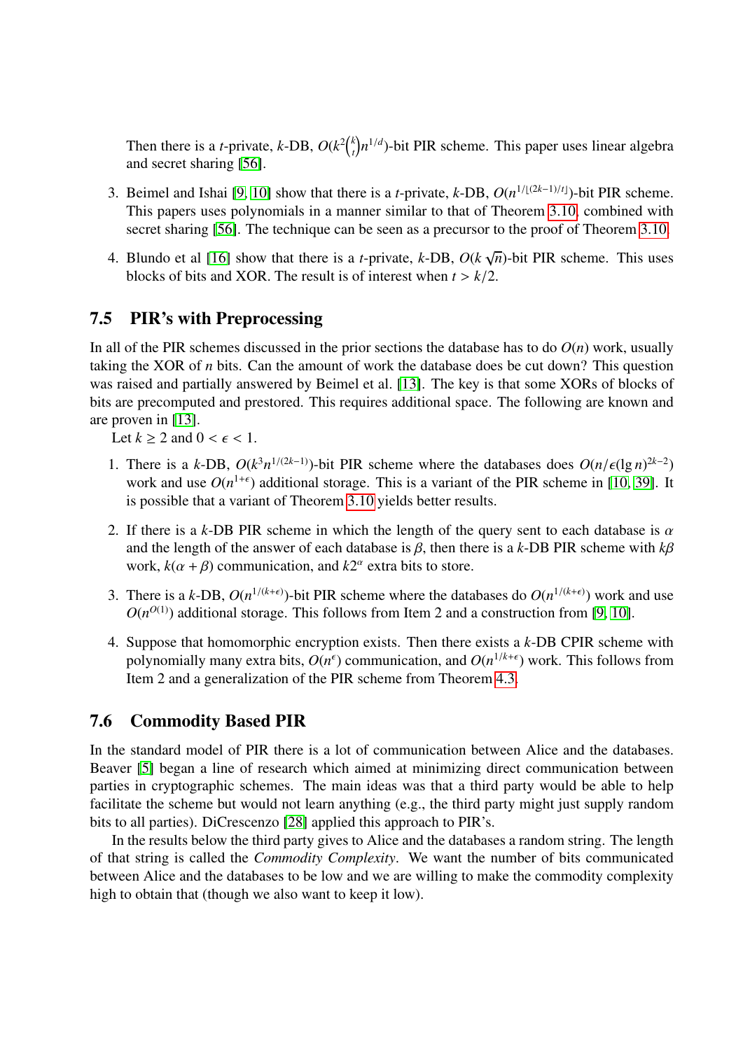Then there is a $t$-private, $k$-DB, $O(k^2\binom{k}{t}n^{1/d})$-bit PIR scheme. This paper uses linear algebra and secret sharing [56].

3. Beimel and Ishai [9, 10] show that there is a $t$-private, $k$-DB, $O(n^{1/\lfloor(2k-1)/t\rfloor})$-bit PIR scheme. This papers uses polynomials in a manner similar to that of Theorem 3.10 combined with secret sharing [56]. The technique can be seen as a precursor to the proof of Theorem 3.10.

4. Blundo et al [16] show that there is a $t$-private, $k$-DB, $O(k\sqrt{n})$-bit PIR scheme. This uses blocks of bits and XOR. The result is of interest when $t > k/2$.

## 7.5 PIR's with Preprocessing

In all of the PIR schemes discussed in the prior sections the database has to do $O(n)$ work, usually taking the XOR of $n$ bits. Can the amount of work the database does be cut down? This question was raised and partially answered by Beimel et al. [13]. The key is that some XORs of blocks of bits are precomputed and prestored. This requires additional space. The following are known and are proven in [13].

Let $k \geq 2$ and $0 < \epsilon < 1$.

1. There is a $k$-DB, $O(k^3n^{1/(2k-1)})$-bit PIR scheme where the databases does $O(n/\epsilon(\lg n)^{2k-2})$ work and use $O(n^{1+\epsilon})$ additional storage. This is a variant of the PIR scheme in [10, 39]. It is possible that a variant of Theorem 3.10 yields better results.

2. If there is a $k$-DB PIR scheme in which the length of the query sent to each database is $\alpha$ and the length of the answer of each database is $\beta$, then there is a $k$-DB PIR scheme with $k\beta$ work, $k(\alpha+\beta)$ communication, and $k2^{\alpha}$ extra bits to store.

3. There is a $k$-DB, $O(n^{1/(k+\epsilon)})$-bit PIR scheme where the databases do $O(n^{1/(k+\epsilon)})$ work and use $O(n^{O(1)})$ additional storage. This follows from Item 2 and a construction from [9, 10].

4. Suppose that homomorphic encryption exists. Then there exists a $k$-DB CPIR scheme with polynomially many extra bits, $O(n^{\epsilon})$ communication, and $O(n^{1/k+\epsilon})$ work. This follows from Item 2 and a generalization of the PIR scheme from Theorem 4.3.

## 7.6 Commodity Based PIR

In the standard model of PIR there is a lot of communication between Alice and the databases. Beaver [5] began a line of research which aimed at minimizing direct communication between parties in cryptographic schemes. The main ideas was that a third party would be able to help facilitate the scheme but would not learn anything (e.g., the third party might just supply random bits to all parties). DiCrescenzo [28] applied this approach to PIR's.

In the results below the third party gives to Alice and the databases a random string. The length of that string is called the *Commodity Complexity*. We want the number of bits communicated between Alice and the databases to be low and we are willing to make the commodity complexity high to obtain that (though we also want to keep it low).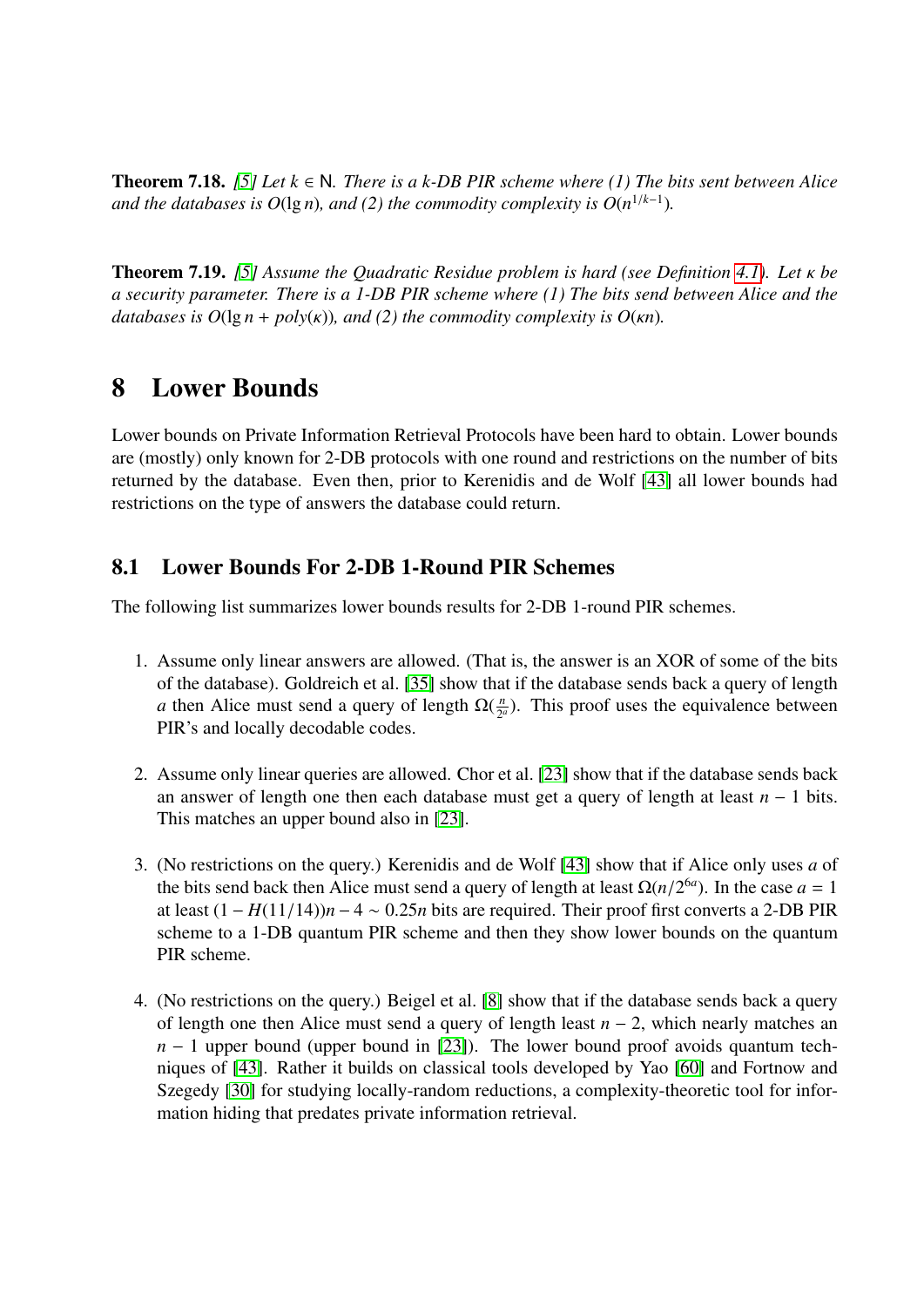**Theorem 7.18.** *[5] Let $k \in \mathsf{N}$. There is a k-DB PIR scheme where (1) The bits sent between Alice and the databases is $O(\lg n)$, and (2) the commodity complexity is $O(n^{1/k-1})$.*

**Theorem 7.19.** *[5] Assume the Quadratic Residue problem is hard (see Definition 4.1). Let $\kappa$ be a security parameter. There is a 1-DB PIR scheme where (1) The bits send between Alice and the databases is $O(\lg n + poly(\kappa))$, and (2) the commodity complexity is $O(\kappa n)$.*

# 8 Lower Bounds

Lower bounds on Private Information Retrieval Protocols have been hard to obtain. Lower bounds are (mostly) only known for 2-DB protocols with one round and restrictions on the number of bits returned by the database. Even then, prior to Kerenidis and de Wolf [43] all lower bounds had restrictions on the type of answers the database could return.

## 8.1 Lower Bounds For 2-DB 1-Round PIR Schemes

The following list summarizes lower bounds results for 2-DB 1-round PIR schemes.

1. Assume only linear answers are allowed. (That is, the answer is an XOR of some of the bits of the database). Goldreich et al. [35] show that if the database sends back a query of length $a$ then Alice must send a query of length $\Omega(\frac{n}{2^a})$. This proof uses the equivalence between PIR's and locally decodable codes.

2. Assume only linear queries are allowed. Chor et al. [23] show that if the database sends back an answer of length one then each database must get a query of length at least $n - 1$ bits. This matches an upper bound also in [23].

3. (No restrictions on the query.) Kerenidis and de Wolf [43] show that if Alice only uses $a$ of the bits send back then Alice must send a query of length at least $\Omega(n/2^{6a})$. In the case $a = 1$ at least $(1 - H(11/14))n - 4 \sim 0.25n$ bits are required. Their proof first converts a 2-DB PIR scheme to a 1-DB quantum PIR scheme and then they show lower bounds on the quantum PIR scheme.

4. (No restrictions on the query.) Beigel et al. [8] show that if the database sends back a query of length one then Alice must send a query of length least $n - 2$, which nearly matches an $n - 1$ upper bound (upper bound in [23]). The lower bound proof avoids quantum techniques of [43]. Rather it builds on classical tools developed by Yao [60] and Fortnow and Szegedy [30] for studying locally-random reductions, a complexity-theoretic tool for information hiding that predates private information retrieval.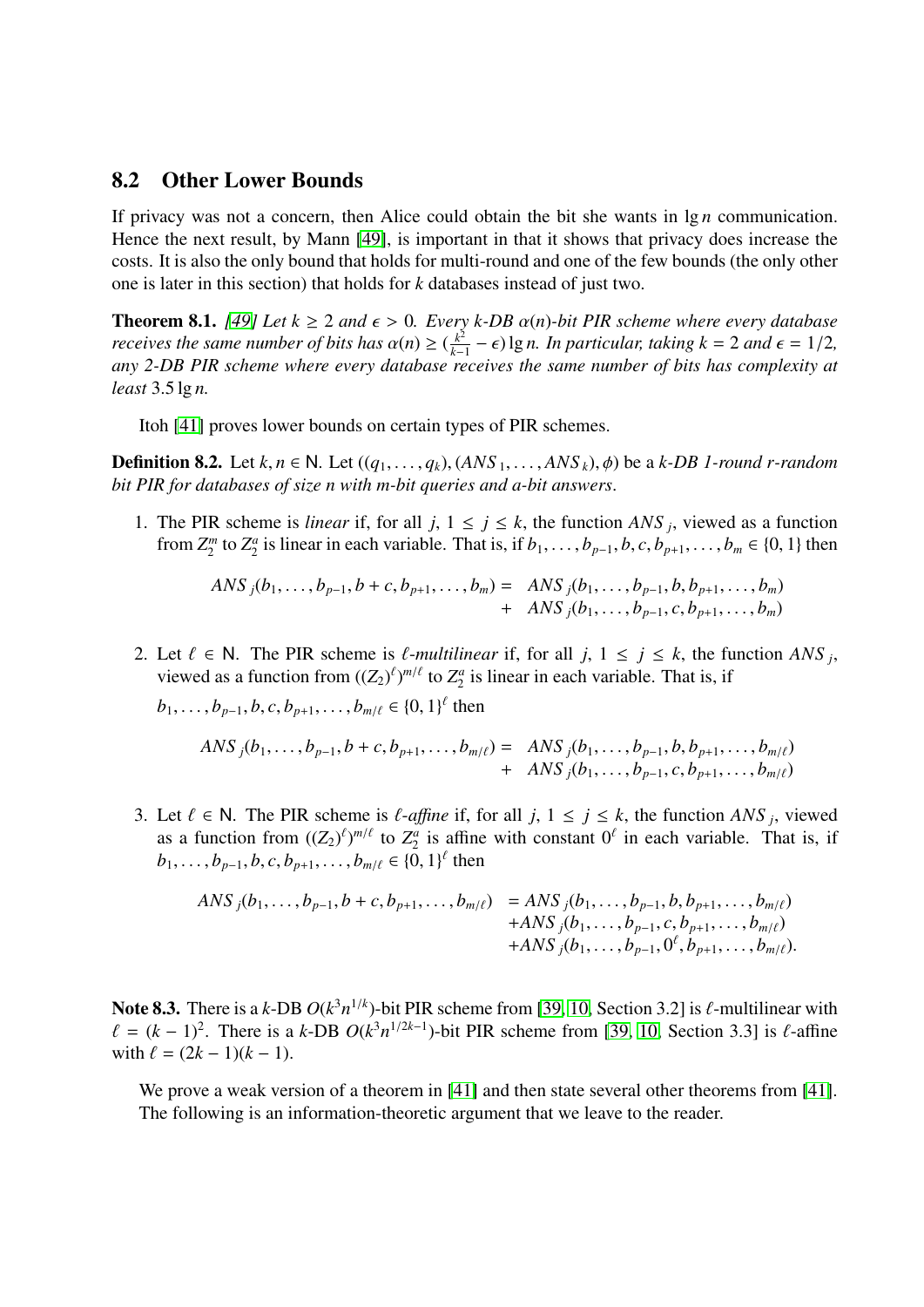## 8.2 Other Lower Bounds

If privacy was not a concern, then Alice could obtain the bit she wants in $\lg n$ communication. Hence the next result, by Mann [49], is important in that it shows that privacy does increase the costs. It is also the only bound that holds for multi-round and one of the few bounds (the only other one is later in this section) that holds for $k$ databases instead of just two.

**Theorem 8.1.** *[49] Let $k \geq 2$ and $\epsilon > 0$. Every $k$-DB $\alpha(n)$-bit PIR scheme where every database receives the same number of bits has $\alpha(n) \geq (\frac{k^2}{k-1} - \epsilon)\lg n$. In particular, taking $k = 2$ and $\epsilon = 1/2$, any 2-DB PIR scheme where every database receives the same number of bits has complexity at least $3.5 \lg n$.*

Itoh [41] proves lower bounds on certain types of PIR schemes.

**Definition 8.2.** Let $k, n \in \mathsf{N}$. Let $((q_1, \ldots, q_k), (ANS_1, \ldots, ANS_k), \phi)$ be a *$k$-DB 1-round $r$-random bit PIR for databases of size $n$ with $m$-bit queries and $a$-bit answers*.

1. The PIR scheme is *linear* if, for all $j$, $1 \leq j \leq k$, the function $ANS_j$, viewed as a function from $Z_2^m$ to $Z_2^a$ is linear in each variable. That is, if $b_1, \ldots, b_{p-1}, b, c, b_{p+1}, \ldots, b_m \in \{0, 1\}$ then

$$\begin{aligned} ANS_j(b_1, \ldots, b_{p-1}, b + c, b_{p+1}, \ldots, b_m) = \; & ANS_j(b_1, \ldots, b_{p-1}, b, b_{p+1}, \ldots, b_m) \\ + \; & ANS_j(b_1, \ldots, b_{p-1}, c, b_{p+1}, \ldots, b_m) \end{aligned}$$

2. Let $\ell \in \mathsf{N}$. The PIR scheme is *$\ell$-multilinear* if, for all $j$, $1 \leq j \leq k$, the function $ANS_j$, viewed as a function from $((Z_2)^\ell)^{m/\ell}$ to $Z_2^a$ is linear in each variable. That is, if $b_1, \ldots, b_{p-1}, b, c, b_{p+1}, \ldots, b_{m/\ell} \in \{0, 1\}^\ell$ then

$$\begin{aligned} ANS_j(b_1, \ldots, b_{p-1}, b + c, b_{p+1}, \ldots, b_{m/\ell}) = \; & ANS_j(b_1, \ldots, b_{p-1}, b, b_{p+1}, \ldots, b_{m/\ell}) \\ + \; & ANS_j(b_1, \ldots, b_{p-1}, c, b_{p+1}, \ldots, b_{m/\ell}) \end{aligned}$$

3. Let $\ell \in \mathsf{N}$. The PIR scheme is *$\ell$-affine* if, for all $j$, $1 \leq j \leq k$, the function $ANS_j$, viewed as a function from $((Z_2)^\ell)^{m/\ell}$ to $Z_2^a$ is affine with constant $0^\ell$ in each variable. That is, if $b_1, \ldots, b_{p-1}, b, c, b_{p+1}, \ldots, b_{m/\ell} \in \{0, 1\}^\ell$ then

$$\begin{aligned} ANS_j(b_1, \ldots, b_{p-1}, b + c, b_{p+1}, \ldots, b_{m/\ell}) & = ANS_j(b_1, \ldots, b_{p-1}, b, b_{p+1}, \ldots, b_{m/\ell}) \\ & + ANS_j(b_1, \ldots, b_{p-1}, c, b_{p+1}, \ldots, b_{m/\ell}) \\ & + ANS_j(b_1, \ldots, b_{p-1}, 0^\ell, b_{p+1}, \ldots, b_{m/\ell}). \end{aligned}$$

**Note 8.3.** There is a $k$-DB $O(k^3 n^{1/k})$-bit PIR scheme from [39, 10, Section 3.2] is $\ell$-multilinear with $\ell = (k-1)^2$. There is a $k$-DB $O(k^3 n^{1/2k-1})$-bit PIR scheme from [39, 10, Section 3.3] is $\ell$-affine with $\ell = (2k-1)(k-1)$.

We prove a weak version of a theorem in [41] and then state several other theorems from [41]. The following is an information-theoretic argument that we leave to the reader.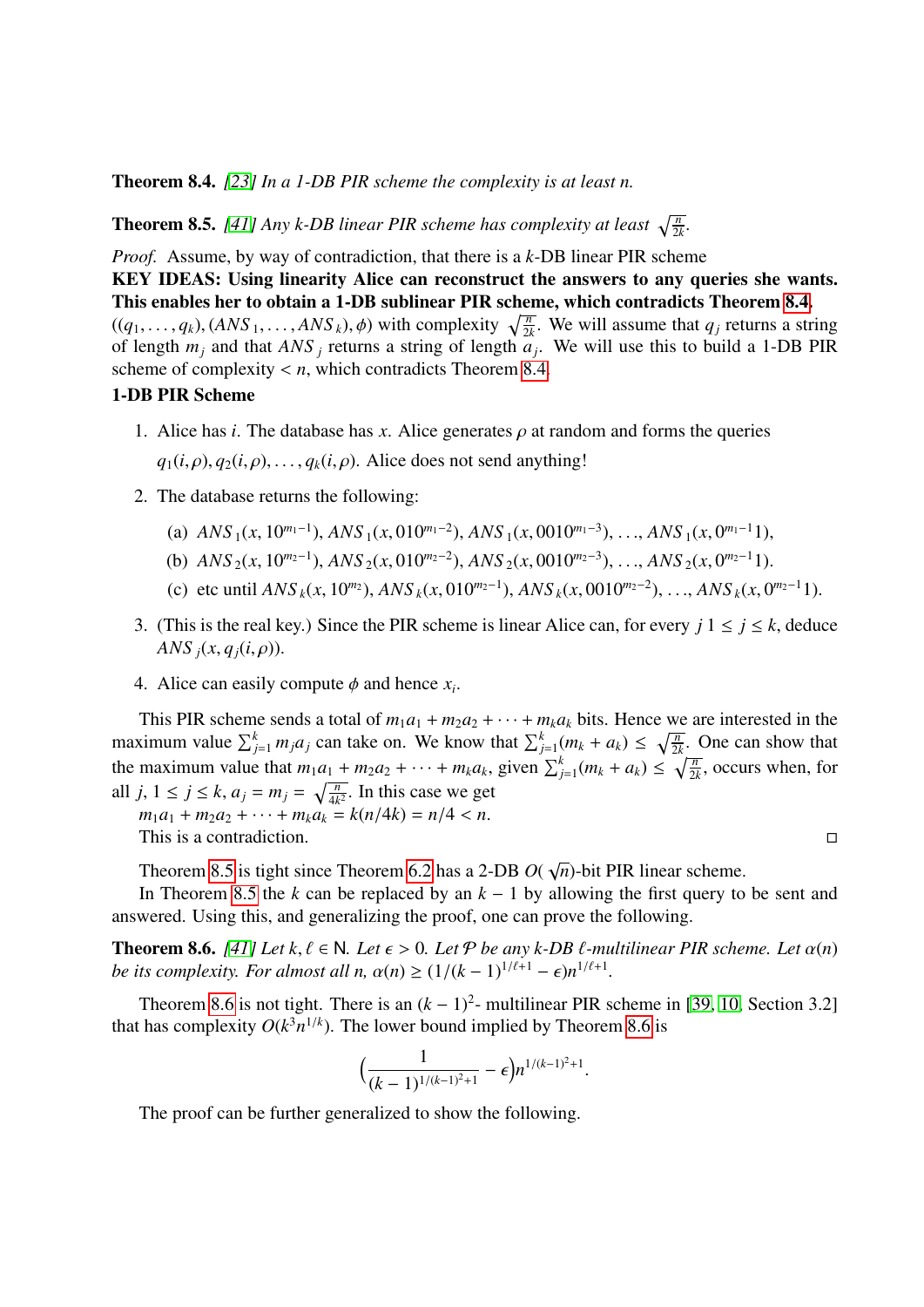**Theorem 8.4.** *[23] In a 1-DB PIR scheme the complexity is at least n.*

**Theorem 8.5.** *[41] Any k-DB linear PIR scheme has complexity at least* $\sqrt{\frac{n}{2k}}$.

*Proof.* Assume, by way of contradiction, that there is a $k$-DB linear PIR scheme
**KEY IDEAS: Using linearity Alice can reconstruct the answers to any queries she wants. This enables her to obtain a 1-DB sublinear PIR scheme, which contradicts Theorem 8.4.**
$((q_1, \ldots, q_k), (ANS_1, \ldots, ANS_k), \phi)$ with complexity $\sqrt{\frac{n}{2k}}$. We will assume that $q_j$ returns a string of length $m_j$ and that $ANS_j$ returns a string of length $a_j$. We will use this to build a 1-DB PIR scheme of complexity $< n$, which contradicts Theorem 8.4.

**1-DB PIR Scheme**

1. Alice has $i$. The database has $x$. Alice generates $\rho$ at random and forms the queries $q_1(i,\rho), q_2(i,\rho), \ldots, q_k(i,\rho)$. Alice does not send anything!
2. The database returns the following:
   (a) $ANS_1(x, 10^{m_1-1}), ANS_1(x, 010^{m_1-2}), ANS_1(x, 0010^{m_1-3}), \ldots, ANS_1(x, 0^{m_1-1}1)$,
   (b) $ANS_2(x, 10^{m_2-1}), ANS_2(x, 010^{m_2-2}), ANS_2(x, 0010^{m_2-3}), \ldots, ANS_2(x, 0^{m_2-1}1)$.
   (c) etc until $ANS_k(x, 10^{m_2}), ANS_k(x, 010^{m_2-1}), ANS_k(x, 0010^{m_2-2}), \ldots, ANS_k(x, 0^{m_2-1}1)$.
3. (This is the real key.) Since the PIR scheme is linear Alice can, for every $j$ $1 \le j \le k$, deduce $ANS_j(x, q_j(i,\rho))$.
4. Alice can easily compute $\phi$ and hence $x_i$.

This PIR scheme sends a total of $m_1a_1 + m_2a_2 + \cdots + m_ka_k$ bits. Hence we are interested in the maximum value $\sum_{j=1}^{k} m_ja_j$ can take on. We know that $\sum_{j=1}^{k}(m_k + a_k) \le \sqrt{\frac{n}{2k}}$. One can show that the maximum value that $m_1a_1 + m_2a_2 + \cdots + m_ka_k$, given $\sum_{j=1}^{k}(m_k + a_k) \le \sqrt{\frac{n}{2k}}$, occurs when, for all $j$, $1 \le j \le k$, $a_j = m_j = \sqrt{\frac{n}{4k^2}}$. In this case we get

$m_1a_1 + m_2a_2 + \cdots + m_ka_k = k(n/4k) = n/4 < n$.

This is a contradiction. □

Theorem 8.5 is tight since Theorem 6.2 has a 2-DB $O(\sqrt{n})$-bit PIR linear scheme.

In Theorem 8.5 the $k$ can be replaced by an $k-1$ by allowing the first query to be sent and answered. Using this, and generalizing the proof, one can prove the following.

**Theorem 8.6.** *[41] Let* $k, \ell \in \mathsf{N}$. *Let* $\epsilon > 0$. *Let* $\mathcal{P}$ *be any k-DB ℓ-multilinear PIR scheme. Let* $\alpha(n)$ *be its complexity. For almost all n,* $\alpha(n) \ge (1/(k-1)^{1/\ell+1} - \epsilon)n^{1/\ell+1}$.

Theorem 8.6 is not tight. There is an $(k-1)^2$- multilinear PIR scheme in [39, 10, Section 3.2] that has complexity $O(k^3 n^{1/k})$. The lower bound implied by Theorem 8.6 is

$$\Big(\frac{1}{(k-1)^{1/(k-1)^2+1}} - \epsilon\Big)n^{1/(k-1)^2+1}.$$

The proof can be further generalized to show the following.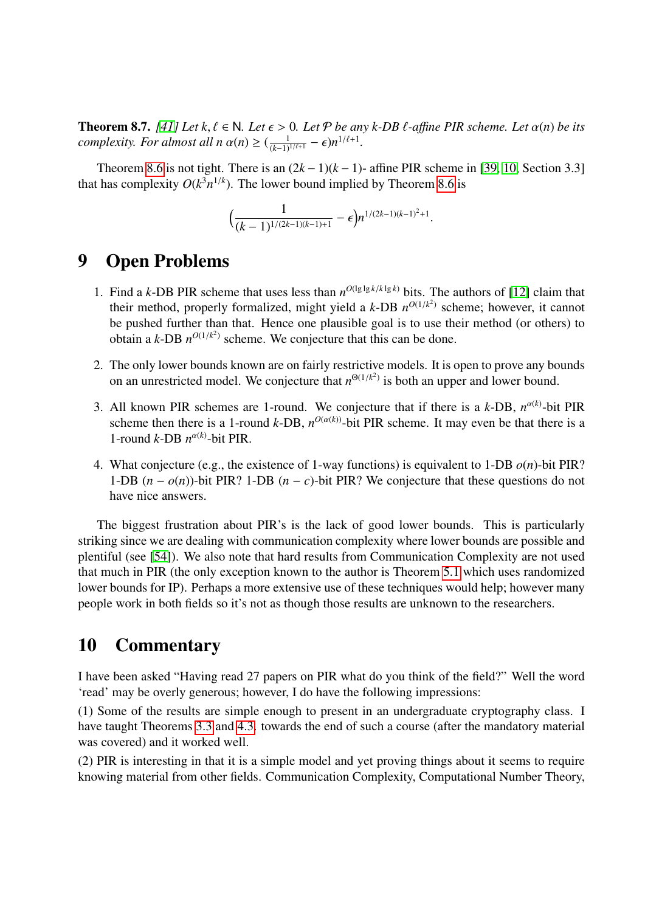**Theorem 8.7.** *[41] Let $k, \ell \in \mathsf{N}$. Let $\epsilon > 0$. Let $\mathcal{P}$ be any k-DB $\ell$-affine PIR scheme. Let $\alpha(n)$ be its complexity. For almost all n $\alpha(n) \geq (\frac{1}{(k-1)^{1/\ell+1}} - \epsilon)n^{1/\ell+1}$.*

Theorem 8.6 is not tight. There is an $(2k-1)(k-1)$- affine PIR scheme in [39, 10, Section 3.3] that has complexity $O(k^3 n^{1/k})$. The lower bound implied by Theorem 8.6 is

$$\Big(\frac{1}{(k-1)^{1/(2k-1)(k-1)+1}} - \epsilon\Big)n^{1/(2k-1)(k-1)^2+1}.$$

# 9 Open Problems

1. Find a $k$-DB PIR scheme that uses less than $n^{O(\lg\lg k/k\lg k)}$ bits. The authors of [12] claim that their method, properly formalized, might yield a $k$-DB $n^{O(1/k^2)}$ scheme; however, it cannot be pushed further than that. Hence one plausible goal is to use their method (or others) to obtain a $k$-DB $n^{O(1/k^2)}$ scheme. We conjecture that this can be done.

2. The only lower bounds known are on fairly restrictive models. It is open to prove any bounds on an unrestricted model. We conjecture that $n^{\Theta(1/k^2)}$ is both an upper and lower bound.

3. All known PIR schemes are 1-round. We conjecture that if there is a $k$-DB, $n^{\alpha(k)}$-bit PIR scheme then there is a 1-round $k$-DB, $n^{O(\alpha(k))}$-bit PIR scheme. It may even be that there is a 1-round $k$-DB $n^{\alpha(k)}$-bit PIR.

4. What conjecture (e.g., the existence of 1-way functions) is equivalent to 1-DB $o(n)$-bit PIR? 1-DB $(n - o(n))$-bit PIR? 1-DB $(n - c)$-bit PIR? We conjecture that these questions do not have nice answers.

The biggest frustration about PIR's is the lack of good lower bounds. This is particularly striking since we are dealing with communication complexity where lower bounds are possible and plentiful (see [54]). We also note that hard results from Communication Complexity are not used that much in PIR (the only exception known to the author is Theorem 5.1 which uses randomized lower bounds for IP). Perhaps a more extensive use of these techniques would help; however many people work in both fields so it's not as though those results are unknown to the researchers.

# 10 Commentary

I have been asked "Having read 27 papers on PIR what do you think of the field?" Well the word 'read' may be overly generous; however, I do have the following impressions:

(1) Some of the results are simple enough to present in an undergraduate cryptography class. I have taught Theorems 3.3 and 4.3. towards the end of such a course (after the mandatory material was covered) and it worked well.

(2) PIR is interesting in that it is a simple model and yet proving things about it seems to require knowing material from other fields. Communication Complexity, Computational Number Theory,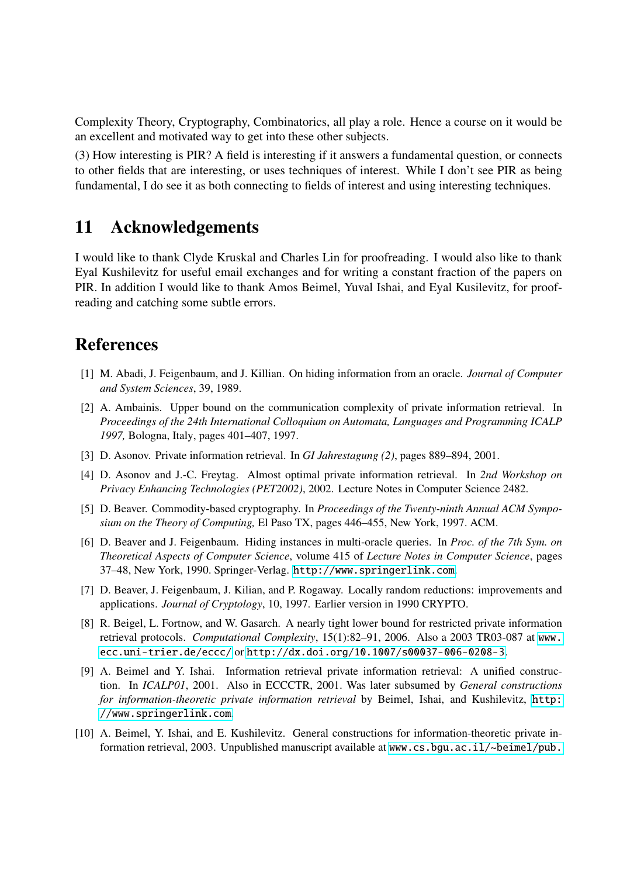Complexity Theory, Cryptography, Combinatorics, all play a role. Hence a course on it would be an excellent and motivated way to get into these other subjects.

(3) How interesting is PIR? A field is interesting if it answers a fundamental question, or connects to other fields that are interesting, or uses techniques of interest. While I don't see PIR as being fundamental, I do see it as both connecting to fields of interest and using interesting techniques.

## 11 Acknowledgements

I would like to thank Clyde Kruskal and Charles Lin for proofreading. I would also like to thank Eyal Kushilevitz for useful email exchanges and for writing a constant fraction of the papers on PIR. In addition I would like to thank Amos Beimel, Yuval Ishai, and Eyal Kusilevitz, for proofreading and catching some subtle errors.

## References

[1] M. Abadi, J. Feigenbaum, and J. Killian. On hiding information from an oracle. *Journal of Computer and System Sciences*, 39, 1989.

[2] A. Ambainis. Upper bound on the communication complexity of private information retrieval. In *Proceedings of the 24th International Colloquium on Automata, Languages and Programming ICALP 1997,* Bologna, Italy, pages 401–407, 1997.

[3] D. Asonov. Private information retrieval. In *GI Jahrestagung (2)*, pages 889–894, 2001.

[4] D. Asonov and J.-C. Freytag. Almost optimal private information retrieval. In *2nd Workshop on Privacy Enhancing Technologies (PET2002)*, 2002. Lecture Notes in Computer Science 2482.

[5] D. Beaver. Commodity-based cryptography. In *Proceedings of the Twenty-ninth Annual ACM Symposium on the Theory of Computing,* El Paso TX, pages 446–455, New York, 1997. ACM.

[6] D. Beaver and J. Feigenbaum. Hiding instances in multi-oracle queries. In *Proc. of the 7th Sym. on Theoretical Aspects of Computer Science*, volume 415 of *Lecture Notes in Computer Science*, pages 37–48, New York, 1990. Springer-Verlag. `http://www.springerlink.com`.

[7] D. Beaver, J. Feigenbaum, J. Kilian, and P. Rogaway. Locally random reductions: improvements and applications. *Journal of Cryptology*, 10, 1997. Earlier version in 1990 CRYPTO.

[8] R. Beigel, L. Fortnow, and W. Gasarch. A nearly tight lower bound for restricted private information retrieval protocols. *Computational Complexity*, 15(1):82–91, 2006. Also a 2003 TR03-087 at `www.ecc.uni-trier.de/eccc/` or `http://dx.doi.org/10.1007/s00037-006-0208-3`.

[9] A. Beimel and Y. Ishai. Information retrieval private information retrieval: A unified construction. In *ICALP01*, 2001. Also in ECCCTR, 2001. Was later subsumed by *General constructions for information-theoretic private information retrieval* by Beimel, Ishai, and Kushilevitz, `http://www.springerlink.com`.

[10] A. Beimel, Y. Ishai, and E. Kushilevitz. General constructions for information-theoretic private information retrieval, 2003. Unpublished manuscript available at `www.cs.bgu.ac.il/~beimel/pub.`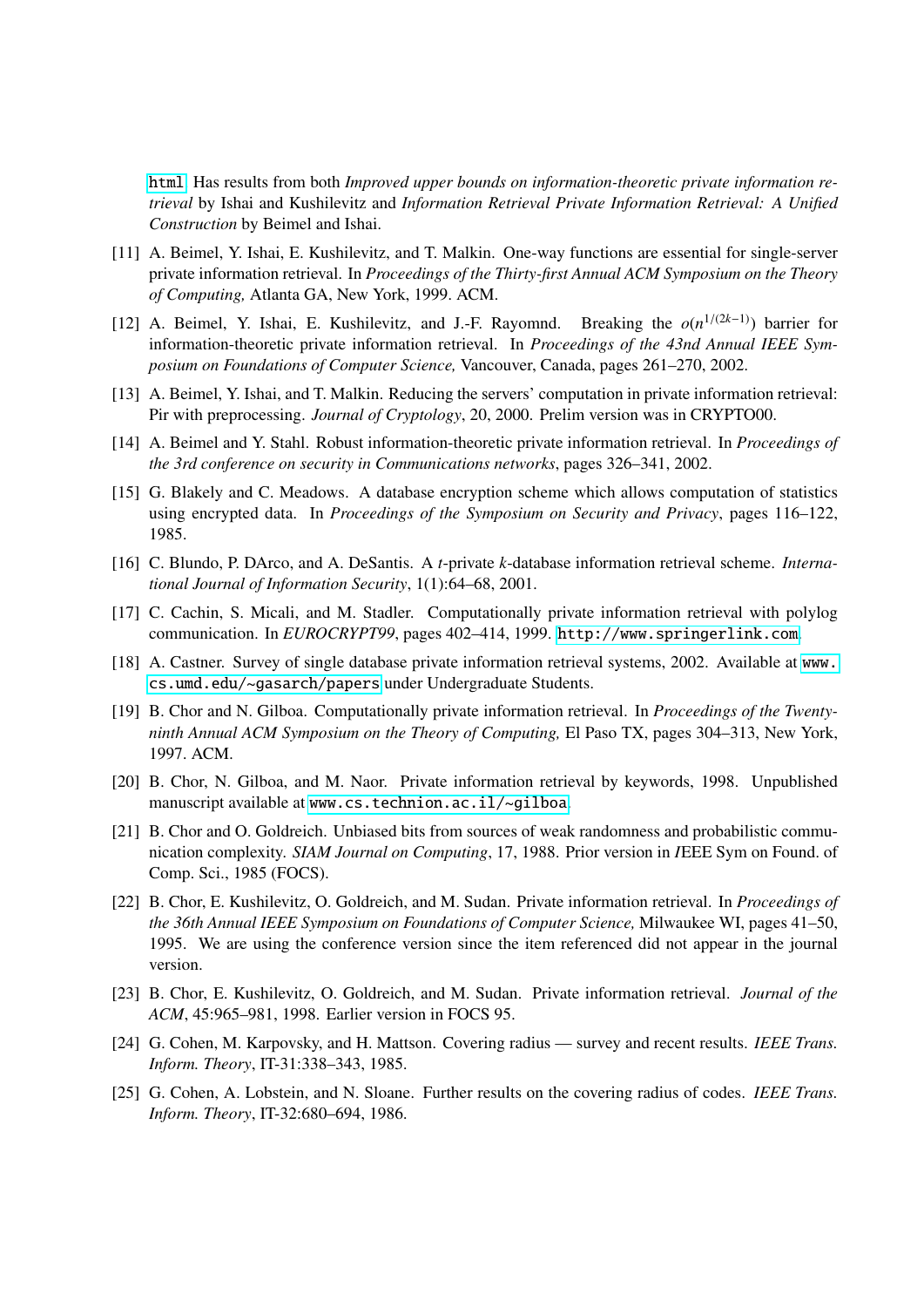html. Has results from both *Improved upper bounds on information-theoretic private information retrieval* by Ishai and Kushilevitz and *Information Retrieval Private Information Retrieval: A Unified Construction* by Beimel and Ishai.

[11] A. Beimel, Y. Ishai, E. Kushilevitz, and T. Malkin. One-way functions are essential for single-server private information retrieval. In *Proceedings of the Thirty-first Annual ACM Symposium on the Theory of Computing,* Atlanta GA, New York, 1999. ACM.

[12] A. Beimel, Y. Ishai, E. Kushilevitz, and J.-F. Rayomnd. Breaking the $o(n^{1/(2k-1)})$ barrier for information-theoretic private information retrieval. In *Proceedings of the 43nd Annual IEEE Symposium on Foundations of Computer Science,* Vancouver, Canada, pages 261–270, 2002.

[13] A. Beimel, Y. Ishai, and T. Malkin. Reducing the servers' computation in private information retrieval: Pir with preprocessing. *Journal of Cryptology*, 20, 2000. Prelim version was in CRYPTO00.

[14] A. Beimel and Y. Stahl. Robust information-theoretic private information retrieval. In *Proceedings of the 3rd conference on security in Communications networks*, pages 326–341, 2002.

[15] G. Blakely and C. Meadows. A database encryption scheme which allows computation of statistics using encrypted data. In *Proceedings of the Symposium on Security and Privacy*, pages 116–122, 1985.

[16] C. Blundo, P. DArco, and A. DeSantis. A *t*-private *k*-database information retrieval scheme. *International Journal of Information Security*, 1(1):64–68, 2001.

[17] C. Cachin, S. Micali, and M. Stadler. Computationally private information retrieval with polylog communication. In *EUROCRYPT99*, pages 402–414, 1999. http://www.springerlink.com.

[18] A. Castner. Survey of single database private information retrieval systems, 2002. Available at www.cs.umd.edu/~gasarch/papers under Undergraduate Students.

[19] B. Chor and N. Gilboa. Computationally private information retrieval. In *Proceedings of the Twenty-ninth Annual ACM Symposium on the Theory of Computing,* El Paso TX, pages 304–313, New York, 1997. ACM.

[20] B. Chor, N. Gilboa, and M. Naor. Private information retrieval by keywords, 1998. Unpublished manuscript available at www.cs.technion.ac.il/~gilboa.

[21] B. Chor and O. Goldreich. Unbiased bits from sources of weak randomness and probabilistic communication complexity. *SIAM Journal on Computing*, 17, 1988. Prior version in *I*EEE Sym on Found. of Comp. Sci., 1985 (FOCS).

[22] B. Chor, E. Kushilevitz, O. Goldreich, and M. Sudan. Private information retrieval. In *Proceedings of the 36th Annual IEEE Symposium on Foundations of Computer Science,* Milwaukee WI, pages 41–50, 1995. We are using the conference version since the item referenced did not appear in the journal version.

[23] B. Chor, E. Kushilevitz, O. Goldreich, and M. Sudan. Private information retrieval. *Journal of the ACM*, 45:965–981, 1998. Earlier version in FOCS 95.

[24] G. Cohen, M. Karpovsky, and H. Mattson. Covering radius — survey and recent results. *IEEE Trans. Inform. Theory*, IT-31:338–343, 1985.

[25] G. Cohen, A. Lobstein, and N. Sloane. Further results on the covering radius of codes. *IEEE Trans. Inform. Theory*, IT-32:680–694, 1986.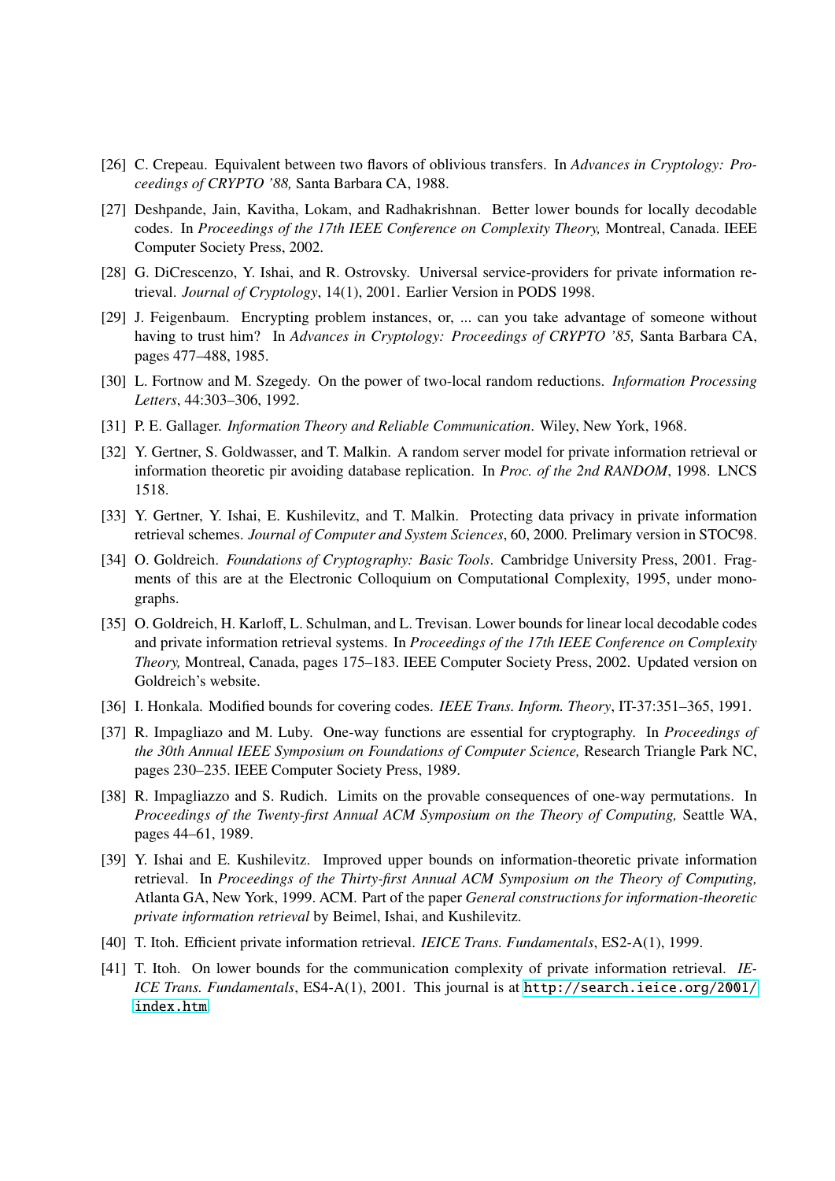[26] C. Crepeau. Equivalent between two flavors of oblivious transfers. In *Advances in Cryptology: Proceedings of CRYPTO '88,* Santa Barbara CA, 1988.

[27] Deshpande, Jain, Kavitha, Lokam, and Radhakrishnan. Better lower bounds for locally decodable codes. In *Proceedings of the 17th IEEE Conference on Complexity Theory,* Montreal, Canada. IEEE Computer Society Press, 2002.

[28] G. DiCrescenzo, Y. Ishai, and R. Ostrovsky. Universal service-providers for private information retrieval. *Journal of Cryptology*, 14(1), 2001. Earlier Version in PODS 1998.

[29] J. Feigenbaum. Encrypting problem instances, or, ... can you take advantage of someone without having to trust him? In *Advances in Cryptology: Proceedings of CRYPTO '85,* Santa Barbara CA, pages 477–488, 1985.

[30] L. Fortnow and M. Szegedy. On the power of two-local random reductions. *Information Processing Letters*, 44:303–306, 1992.

[31] P. E. Gallager. *Information Theory and Reliable Communication*. Wiley, New York, 1968.

[32] Y. Gertner, S. Goldwasser, and T. Malkin. A random server model for private information retrieval or information theoretic pir avoiding database replication. In *Proc. of the 2nd RANDOM*, 1998. LNCS 1518.

[33] Y. Gertner, Y. Ishai, E. Kushilevitz, and T. Malkin. Protecting data privacy in private information retrieval schemes. *Journal of Computer and System Sciences*, 60, 2000. Prelimary version in STOC98.

[34] O. Goldreich. *Foundations of Cryptography: Basic Tools*. Cambridge University Press, 2001. Fragments of this are at the Electronic Colloquium on Computational Complexity, 1995, under monographs.

[35] O. Goldreich, H. Karloff, L. Schulman, and L. Trevisan. Lower bounds for linear local decodable codes and private information retrieval systems. In *Proceedings of the 17th IEEE Conference on Complexity Theory,* Montreal, Canada, pages 175–183. IEEE Computer Society Press, 2002. Updated version on Goldreich's website.

[36] I. Honkala. Modified bounds for covering codes. *IEEE Trans. Inform. Theory*, IT-37:351–365, 1991.

[37] R. Impagliazo and M. Luby. One-way functions are essential for cryptography. In *Proceedings of the 30th Annual IEEE Symposium on Foundations of Computer Science,* Research Triangle Park NC, pages 230–235. IEEE Computer Society Press, 1989.

[38] R. Impagliazzo and S. Rudich. Limits on the provable consequences of one-way permutations. In *Proceedings of the Twenty-first Annual ACM Symposium on the Theory of Computing,* Seattle WA, pages 44–61, 1989.

[39] Y. Ishai and E. Kushilevitz. Improved upper bounds on information-theoretic private information retrieval. In *Proceedings of the Thirty-first Annual ACM Symposium on the Theory of Computing,* Atlanta GA, New York, 1999. ACM. Part of the paper *General constructions for information-theoretic private information retrieval* by Beimel, Ishai, and Kushilevitz.

[40] T. Itoh. Efficient private information retrieval. *IEICE Trans. Fundamentals*, ES2-A(1), 1999.

[41] T. Itoh. On lower bounds for the communication complexity of private information retrieval. *IEICE Trans. Fundamentals*, ES4-A(1), 2001. This journal is at http://search.ieice.org/2001/index.htm.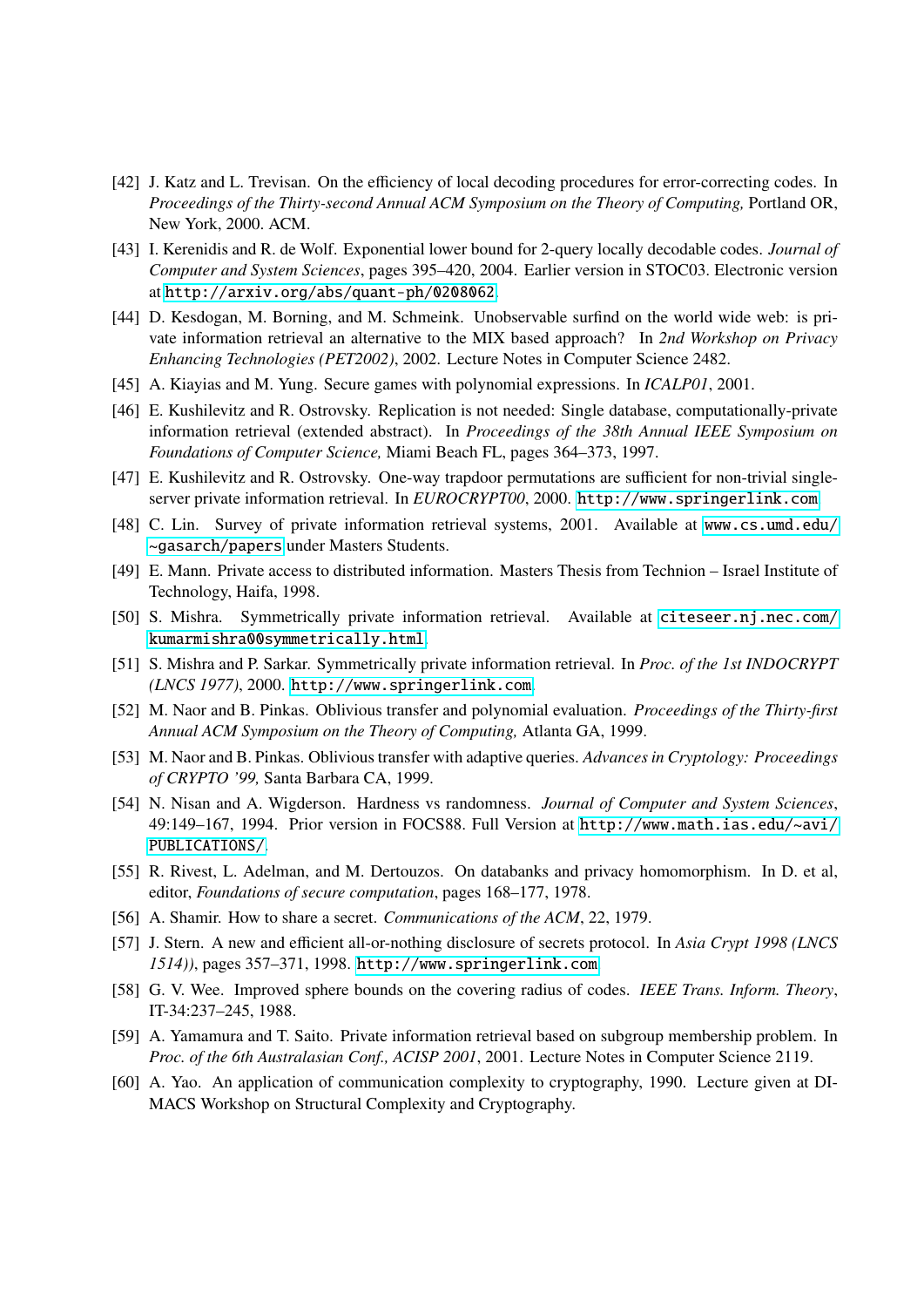[42] J. Katz and L. Trevisan. On the efficiency of local decoding procedures for error-correcting codes. In *Proceedings of the Thirty-second Annual ACM Symposium on the Theory of Computing,* Portland OR, New York, 2000. ACM.

[43] I. Kerenidis and R. de Wolf. Exponential lower bound for 2-query locally decodable codes. *Journal of Computer and System Sciences*, pages 395–420, 2004. Earlier version in STOC03. Electronic version at http://arxiv.org/abs/quant-ph/0208062.

[44] D. Kesdogan, M. Borning, and M. Schmeink. Unobservable surfind on the world wide web: is private information retrieval an alternative to the MIX based approach? In *2nd Workshop on Privacy Enhancing Technologies (PET2002)*, 2002. Lecture Notes in Computer Science 2482.

[45] A. Kiayias and M. Yung. Secure games with polynomial expressions. In *ICALP01*, 2001.

[46] E. Kushilevitz and R. Ostrovsky. Replication is not needed: Single database, computationally-private information retrieval (extended abstract). In *Proceedings of the 38th Annual IEEE Symposium on Foundations of Computer Science,* Miami Beach FL, pages 364–373, 1997.

[47] E. Kushilevitz and R. Ostrovsky. One-way trapdoor permutations are sufficient for non-trivial single-server private information retrieval. In *EUROCRYPT00*, 2000. http://www.springerlink.com.

[48] C. Lin. Survey of private information retrieval systems, 2001. Available at www.cs.umd.edu/~gasarch/papers under Masters Students.

[49] E. Mann. Private access to distributed information. Masters Thesis from Technion – Israel Institute of Technology, Haifa, 1998.

[50] S. Mishra. Symmetrically private information retrieval. Available at citeseer.nj.nec.com/kumarmishra00symmetrically.html.

[51] S. Mishra and P. Sarkar. Symmetrically private information retrieval. In *Proc. of the 1st INDOCRYPT (LNCS 1977)*, 2000. http://www.springerlink.com.

[52] M. Naor and B. Pinkas. Oblivious transfer and polynomial evaluation. *Proceedings of the Thirty-first Annual ACM Symposium on the Theory of Computing,* Atlanta GA, 1999.

[53] M. Naor and B. Pinkas. Oblivious transfer with adaptive queries. *Advances in Cryptology: Proceedings of CRYPTO '99,* Santa Barbara CA, 1999.

[54] N. Nisan and A. Wigderson. Hardness vs randomness. *Journal of Computer and System Sciences*, 49:149–167, 1994. Prior version in FOCS88. Full Version at http://www.math.ias.edu/~avi/PUBLICATIONS/.

[55] R. Rivest, L. Adelman, and M. Dertouzos. On databanks and privacy homomorphism. In D. et al, editor, *Foundations of secure computation*, pages 168–177, 1978.

[56] A. Shamir. How to share a secret. *Communications of the ACM*, 22, 1979.

[57] J. Stern. A new and efficient all-or-nothing disclosure of secrets protocol. In *Asia Crypt 1998 (LNCS 1514))*, pages 357–371, 1998. http://www.springerlink.com.

[58] G. V. Wee. Improved sphere bounds on the covering radius of codes. *IEEE Trans. Inform. Theory*, IT-34:237–245, 1988.

[59] A. Yamamura and T. Saito. Private information retrieval based on subgroup membership problem. In *Proc. of the 6th Australasian Conf., ACISP 2001*, 2001. Lecture Notes in Computer Science 2119.

[60] A. Yao. An application of communication complexity to cryptography, 1990. Lecture given at DIMACS Workshop on Structural Complexity and Cryptography.